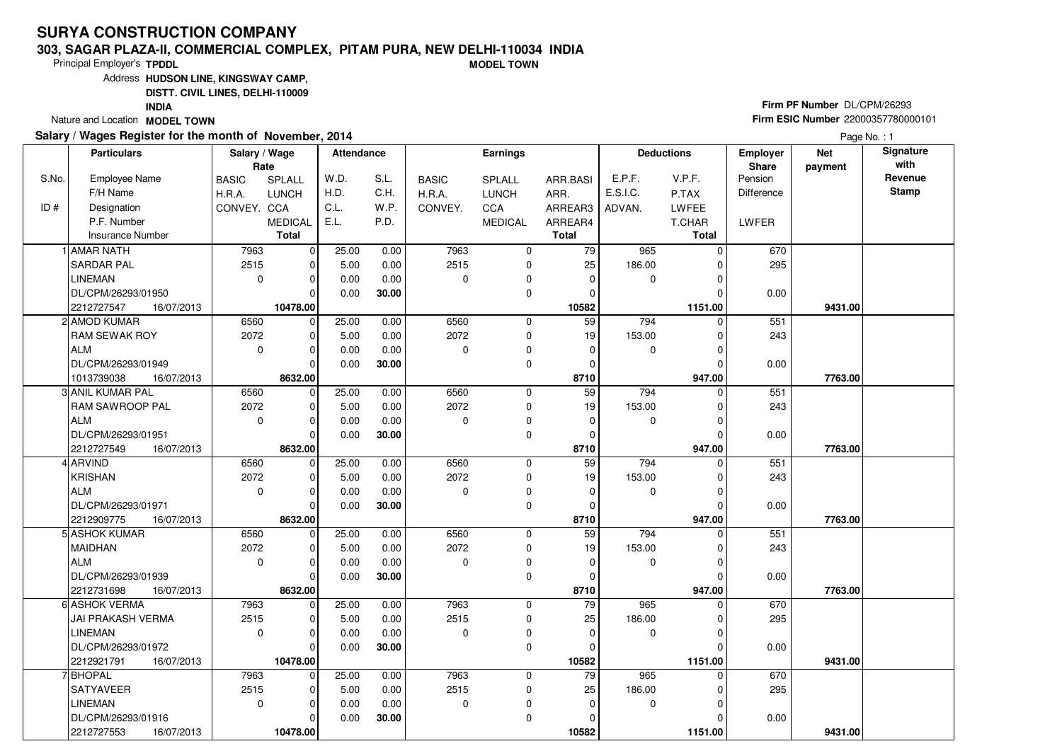# SURYA CONSTRUCTION COMPANY

**303, SAGAR PLAZA-II, COMMERCIAL COMPLEX, PITAM PURA, NEW DELHI-110034 INDIA**

Principal Employer's **TPDDL** **MODEL TOWN**

Address **HUDSON LINE, KINGSWAY CAMP, DISTT. CIVIL LINES, DELHI-110009 INDIA**

Nature and Location **MODEL TOWN**

**Firm PF Number** DL/CPM/26293
**Firm ESIC Number** 22000357780000101

**Salary / Wages Register for the month of November, 2014**

| S.No. / ID # | Employee Name / F/H Name / Designation / P.F. Number / Insurance Number | Salary / Wage Rate: BASIC / H.R.A. / CONVEY. | SPLALL / LUNCH / CCA / MEDICAL / Total | Attendance: W.D. / H.D. / C.L. / E.L. | S.L. / C.H. / W.P. / P.D. | Earnings: BASIC / H.R.A. / CONVEY. | SPLALL / LUNCH / CCA / MEDICAL | ARR.BASI / ARR. / ARREAR3 / ARREAR4 / Total | Deductions: E.P.F. / E.S.I.C. / ADVAN. | V.P.F. / P.TAX / LWFEE / T.CHAR / Total | Employer Share: Pension / Difference / LWFER | Net payment | Signature with Revenue Stamp |
|---|---|---|---|---|---|---|---|---|---|---|---|---|---|
| 1 | AMAR NATH<br>SARDAR PAL<br>LINEMAN<br>DL/CPM/26293/01950<br>2212727547 16/07/2013 | 7963<br>2515<br>0 | 0<br>0<br>0<br>0<br>**10478.00** | 25.00<br>5.00<br>0.00<br>0.00 | 0.00<br>0.00<br>0.00<br>**30.00** | 7963<br>2515<br>0 | 0<br>0<br>0<br>0 | 79<br>25<br>0<br>0<br>**10582** | 965<br>186.00<br>0 | 0<br>0<br>0<br>0<br>**1151.00** | 670<br>295<br>0.00 | **9431.00** | |
| 2 | AMOD KUMAR<br>RAM SEWAK ROY<br>ALM<br>DL/CPM/26293/01949<br>1013739038 16/07/2013 | 6560<br>2072<br>0 | 0<br>0<br>0<br>0<br>**8632.00** | 25.00<br>5.00<br>0.00<br>0.00 | 0.00<br>0.00<br>0.00<br>**30.00** | 6560<br>2072<br>0 | 0<br>0<br>0<br>0 | 59<br>19<br>0<br>0<br>**8710** | 794<br>153.00<br>0 | 0<br>0<br>0<br>0<br>**947.00** | 551<br>243<br>0.00 | **7763.00** | |
| 3 | ANIL KUMAR PAL<br>RAM SAWROOP PAL<br>ALM<br>DL/CPM/26293/01951<br>2212727549 16/07/2013 | 6560<br>2072<br>0 | 0<br>0<br>0<br>0<br>**8632.00** | 25.00<br>5.00<br>0.00<br>0.00 | 0.00<br>0.00<br>0.00<br>**30.00** | 6560<br>2072<br>0 | 0<br>0<br>0<br>0 | 59<br>19<br>0<br>0<br>**8710** | 794<br>153.00<br>0 | 0<br>0<br>0<br>0<br>**947.00** | 551<br>243<br>0.00 | **7763.00** | |
| 4 | ARVIND<br>KRISHAN<br>ALM<br>DL/CPM/26293/01971<br>2212909775 16/07/2013 | 6560<br>2072<br>0 | 0<br>0<br>0<br>0<br>**8632.00** | 25.00<br>5.00<br>0.00<br>0.00 | 0.00<br>0.00<br>0.00<br>**30.00** | 6560<br>2072<br>0 | 0<br>0<br>0<br>0 | 59<br>19<br>0<br>0<br>**8710** | 794<br>153.00<br>0 | 0<br>0<br>0<br>0<br>**947.00** | 551<br>243<br>0.00 | **7763.00** | |
| 5 | ASHOK KUMAR<br>MAIDHAN<br>ALM<br>DL/CPM/26293/01939<br>2212731698 16/07/2013 | 6560<br>2072<br>0 | 0<br>0<br>0<br>0<br>**8632.00** | 25.00<br>5.00<br>0.00<br>0.00 | 0.00<br>0.00<br>0.00<br>**30.00** | 6560<br>2072<br>0 | 0<br>0<br>0<br>0 | 59<br>19<br>0<br>0<br>**8710** | 794<br>153.00<br>0 | 0<br>0<br>0<br>0<br>**947.00** | 551<br>243<br>0.00 | **7763.00** | |
| 6 | ASHOK VERMA<br>JAI PRAKASH VERMA<br>LINEMAN<br>DL/CPM/26293/01972<br>2212921791 16/07/2013 | 7963<br>2515<br>0 | 0<br>0<br>0<br>0<br>**10478.00** | 25.00<br>5.00<br>0.00<br>0.00 | 0.00<br>0.00<br>0.00<br>**30.00** | 7963<br>2515<br>0 | 0<br>0<br>0<br>0 | 79<br>25<br>0<br>0<br>**10582** | 965<br>186.00<br>0 | 0<br>0<br>0<br>0<br>**1151.00** | 670<br>295<br>0.00 | **9431.00** | |
| 7 | BHOPAL<br>SATYAVEER<br>LINEMAN<br>DL/CPM/26293/01916<br>2212727553 16/07/2013 | 7963<br>2515<br>0 | 0<br>0<br>0<br>0<br>**10478.00** | 25.00<br>5.00<br>0.00<br>0.00 | 0.00<br>0.00<br>0.00<br>**30.00** | 7963<br>2515<br>0 | 0<br>0<br>0<br>0 | 79<br>25<br>0<br>0<br>**10582** | 965<br>186.00<br>0 | 0<br>0<br>0<br>0<br>**1151.00** | 670<br>295<br>0.00 | **9431.00** | |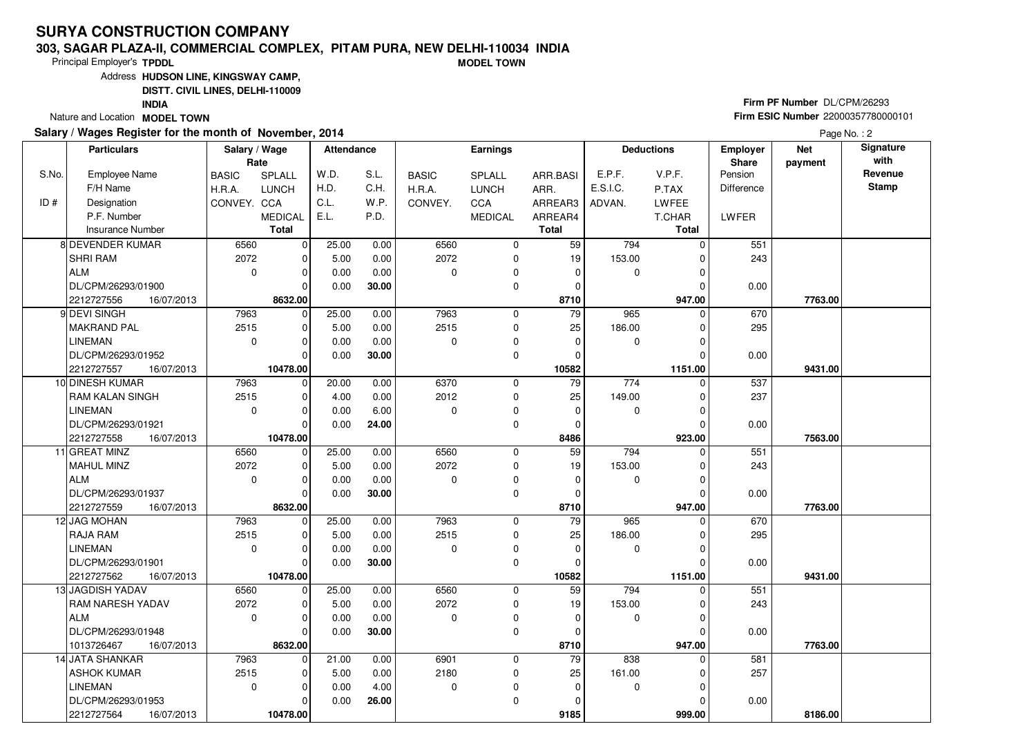# SURYA CONSTRUCTION COMPANY

**303, SAGAR PLAZA-II, COMMERCIAL COMPLEX, PITAM PURA, NEW DELHI-110034 INDIA**

**MODEL TOWN**

Principal Employer's **TPDDL**

Address **HUDSON LINE, KINGSWAY CAMP, DISTT. CIVIL LINES, DELHI-110009 INDIA**

Nature and Location **MODEL TOWN**

**Firm PF Number** DL/CPM/26293

**Firm ESIC Number** 22000357780000101

**Salary / Wages Register for the month of November, 2014**

| S.No. / ID # | Employee Name / F/H Name / Designation / P.F. Number / Insurance Number | BASIC / H.R.A. / CONVEY. (Rate) | SPLALL / LUNCH / CCA / MEDICAL / Total (Rate) | W.D. / H.D. / C.L. / E.L. | S.L. / C.H. / W.P. / P.D. | BASIC / H.R.A. / CONVEY. (Earnings) | SPLALL / LUNCH / CCA / MEDICAL | ARR.BASI / ARR. / ARREAR3 / ARREAR4 / Total | E.P.F. / E.S.I.C. / ADVAN. | V.P.F. / P.TAX / LWFEE / T.CHAR / Total | Employer Share Pension / Difference / LWFER | Net payment | Signature with Revenue Stamp |
|---|---|---|---|---|---|---|---|---|---|---|---|---|---|
| 8 | DEVENDER KUMAR | 6560 | 0 | 25.00 | 0.00 | 6560 | 0 | 59 | 794 | 0 | 551 | | |
| | SHRI RAM | 2072 | 0 | 5.00 | 0.00 | 2072 | 0 | 19 | 153.00 | 0 | 243 | | |
| | ALM | 0 | 0 | 0.00 | 0.00 | 0 | 0 | 0 | 0 | 0 | | | |
| | DL/CPM/26293/01900 | | 0 | 0.00 | 30.00 | | 0 | 0 | | 0 | 0.00 | | |
| | 2212727556 16/07/2013 | | 8632.00 | | | | | 8710 | | 947.00 | | 7763.00 | |
| 9 | DEVI SINGH | 7963 | 0 | 25.00 | 0.00 | 7963 | 0 | 79 | 965 | 0 | 670 | | |
| | MAKRAND PAL | 2515 | 0 | 5.00 | 0.00 | 2515 | 0 | 25 | 186.00 | 0 | 295 | | |
| | LINEMAN | 0 | 0 | 0.00 | 0.00 | 0 | 0 | 0 | 0 | 0 | | | |
| | DL/CPM/26293/01952 | | 0 | 0.00 | 30.00 | | 0 | 0 | | 0 | 0.00 | | |
| | 2212727557 16/07/2013 | | 10478.00 | | | | | 10582 | | 1151.00 | | 9431.00 | |
| 10 | DINESH KUMAR | 7963 | 0 | 20.00 | 0.00 | 6370 | 0 | 79 | 774 | 0 | 537 | | |
| | RAM KALAN SINGH | 2515 | 0 | 4.00 | 0.00 | 2012 | 0 | 25 | 149.00 | 0 | 237 | | |
| | LINEMAN | 0 | 0 | 0.00 | 6.00 | 0 | 0 | 0 | 0 | 0 | | | |
| | DL/CPM/26293/01921 | | 0 | 0.00 | 24.00 | | 0 | 0 | | 0 | 0.00 | | |
| | 2212727558 16/07/2013 | | 10478.00 | | | | | 8486 | | 923.00 | | 7563.00 | |
| 11 | GREAT MINZ | 6560 | 0 | 25.00 | 0.00 | 6560 | 0 | 59 | 794 | 0 | 551 | | |
| | MAHUL MINZ | 2072 | 0 | 5.00 | 0.00 | 2072 | 0 | 19 | 153.00 | 0 | 243 | | |
| | ALM | 0 | 0 | 0.00 | 0.00 | 0 | 0 | 0 | 0 | 0 | | | |
| | DL/CPM/26293/01937 | | 0 | 0.00 | 30.00 | | 0 | 0 | | 0 | 0.00 | | |
| | 2212727559 16/07/2013 | | 8632.00 | | | | | 8710 | | 947.00 | | 7763.00 | |
| 12 | JAG MOHAN | 7963 | 0 | 25.00 | 0.00 | 7963 | 0 | 79 | 965 | 0 | 670 | | |
| | RAJA RAM | 2515 | 0 | 5.00 | 0.00 | 2515 | 0 | 25 | 186.00 | 0 | 295 | | |
| | LINEMAN | 0 | 0 | 0.00 | 0.00 | 0 | 0 | 0 | 0 | 0 | | | |
| | DL/CPM/26293/01901 | | 0 | 0.00 | 30.00 | | 0 | 0 | | 0 | 0.00 | | |
| | 2212727562 16/07/2013 | | 10478.00 | | | | | 10582 | | 1151.00 | | 9431.00 | |
| 13 | JAGDISH YADAV | 6560 | 0 | 25.00 | 0.00 | 6560 | 0 | 59 | 794 | 0 | 551 | | |
| | RAM NARESH YADAV | 2072 | 0 | 5.00 | 0.00 | 2072 | 0 | 19 | 153.00 | 0 | 243 | | |
| | ALM | 0 | 0 | 0.00 | 0.00 | 0 | 0 | 0 | 0 | 0 | | | |
| | DL/CPM/26293/01948 | | 0 | 0.00 | 30.00 | | 0 | 0 | | 0 | 0.00 | | |
| | 1013726467 16/07/2013 | | 8632.00 | | | | | 8710 | | 947.00 | | 7763.00 | |
| 14 | JATA SHANKAR | 7963 | 0 | 21.00 | 0.00 | 6901 | 0 | 79 | 838 | 0 | 581 | | |
| | ASHOK KUMAR | 2515 | 0 | 5.00 | 0.00 | 2180 | 0 | 25 | 161.00 | 0 | 257 | | |
| | LINEMAN | 0 | 0 | 0.00 | 4.00 | 0 | 0 | 0 | 0 | 0 | | | |
| | DL/CPM/26293/01953 | | 0 | 0.00 | 26.00 | | 0 | 0 | | 0 | 0.00 | | |
| | 2212727564 16/07/2013 | | 10478.00 | | | | | 9185 | | 999.00 | | 8186.00 | |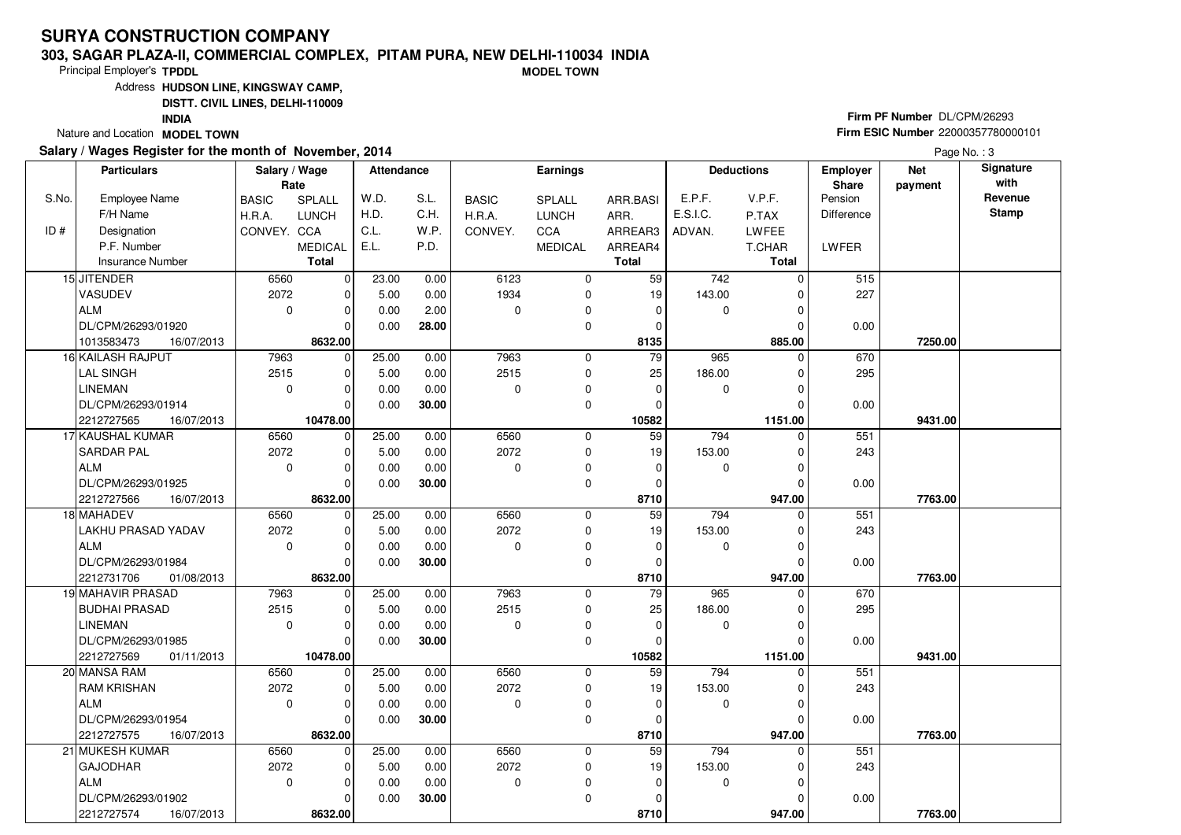# SURYA CONSTRUCTION COMPANY

**303, SAGAR PLAZA-II, COMMERCIAL COMPLEX, PITAM PURA, NEW DELHI-110034 INDIA**

**MODEL TOWN**

Principal Employer's **TPDDL**

Address **HUDSON LINE, KINGSWAY CAMP, DISTT. CIVIL LINES, DELHI-110009 INDIA**

Nature and Location **MODEL TOWN**

**Firm PF Number** DL/CPM/26293

**Firm ESIC Number** 22000357780000101

**Salary / Wages Register for the month of November, 2014**

| S.No. / ID # | Employee Name / F/H Name / Designation / P.F. Number / Insurance Number | Salary / Wage Rate: BASIC / H.R.A. / CONVEY. | SPLALL / LUNCH / CCA / MEDICAL / Total | Attendance: W.D. / H.D. / C.L. / E.L. | S.L. / C.H. / W.P. / P.D. | Earnings: BASIC / H.R.A. / CONVEY. | SPLALL / LUNCH / CCA / MEDICAL | ARR.BASI / ARR. / ARREAR3 / ARREAR4 / Total | Deductions: E.P.F. / E.S.I.C. / ADVAN. | V.P.F. / P.TAX / LWFEE / T.CHAR / Total | Employer Share: Pension / Difference / LWFER | Net payment | Signature with Revenue Stamp |
|---|---|---|---|---|---|---|---|---|---|---|---|---|---|
| 15 | JITENDER | 6560 | 0 | 23.00 | 0.00 | 6123 | 0 | 59 | 742 | 0 | 515 | | |
| | VASUDEV | 2072 | 0 | 5.00 | 0.00 | 1934 | 0 | 19 | 143.00 | 0 | 227 | | |
| | ALM | 0 | 0 | 0.00 | 2.00 | 0 | 0 | 0 | 0 | 0 | | | |
| | DL/CPM/26293/01920 | | 0 | 0.00 | **28.00** | | 0 | 0 | | 0 | 0.00 | | |
| | 1013583473 16/07/2013 | | **8632.00** | | | | | **8135** | | **885.00** | | **7250.00** | |
| 16 | KAILASH RAJPUT | 7963 | 0 | 25.00 | 0.00 | 7963 | 0 | 79 | 965 | 0 | 670 | | |
| | LAL SINGH | 2515 | 0 | 5.00 | 0.00 | 2515 | 0 | 25 | 186.00 | 0 | 295 | | |
| | LINEMAN | 0 | 0 | 0.00 | 0.00 | 0 | 0 | 0 | 0 | 0 | | | |
| | DL/CPM/26293/01914 | | 0 | 0.00 | **30.00** | | 0 | 0 | | 0 | 0.00 | | |
| | 2212727565 16/07/2013 | | **10478.00** | | | | | **10582** | | **1151.00** | | **9431.00** | |
| 17 | KAUSHAL KUMAR | 6560 | 0 | 25.00 | 0.00 | 6560 | 0 | 59 | 794 | 0 | 551 | | |
| | SARDAR PAL | 2072 | 0 | 5.00 | 0.00 | 2072 | 0 | 19 | 153.00 | 0 | 243 | | |
| | ALM | 0 | 0 | 0.00 | 0.00 | 0 | 0 | 0 | 0 | 0 | | | |
| | DL/CPM/26293/01925 | | 0 | 0.00 | **30.00** | | 0 | 0 | | 0 | 0.00 | | |
| | 2212727566 16/07/2013 | | **8632.00** | | | | | **8710** | | **947.00** | | **7763.00** | |
| 18 | MAHADEV | 6560 | 0 | 25.00 | 0.00 | 6560 | 0 | 59 | 794 | 0 | 551 | | |
| | LAKHU PRASAD YADAV | 2072 | 0 | 5.00 | 0.00 | 2072 | 0 | 19 | 153.00 | 0 | 243 | | |
| | ALM | 0 | 0 | 0.00 | 0.00 | 0 | 0 | 0 | 0 | 0 | | | |
| | DL/CPM/26293/01984 | | 0 | 0.00 | **30.00** | | 0 | 0 | | 0 | 0.00 | | |
| | 2212731706 01/08/2013 | | **8632.00** | | | | | **8710** | | **947.00** | | **7763.00** | |
| 19 | MAHAVIR PRASAD | 7963 | 0 | 25.00 | 0.00 | 7963 | 0 | 79 | 965 | 0 | 670 | | |
| | BUDHAI PRASAD | 2515 | 0 | 5.00 | 0.00 | 2515 | 0 | 25 | 186.00 | 0 | 295 | | |
| | LINEMAN | 0 | 0 | 0.00 | 0.00 | 0 | 0 | 0 | 0 | 0 | | | |
| | DL/CPM/26293/01985 | | 0 | 0.00 | **30.00** | | 0 | 0 | | 0 | 0.00 | | |
| | 2212727569 01/11/2013 | | **10478.00** | | | | | **10582** | | **1151.00** | | **9431.00** | |
| 20 | MANSA RAM | 6560 | 0 | 25.00 | 0.00 | 6560 | 0 | 59 | 794 | 0 | 551 | | |
| | RAM KRISHAN | 2072 | 0 | 5.00 | 0.00 | 2072 | 0 | 19 | 153.00 | 0 | 243 | | |
| | ALM | 0 | 0 | 0.00 | 0.00 | 0 | 0 | 0 | 0 | 0 | | | |
| | DL/CPM/26293/01954 | | 0 | 0.00 | **30.00** | | 0 | 0 | | 0 | 0.00 | | |
| | 2212727575 16/07/2013 | | **8632.00** | | | | | **8710** | | **947.00** | | **7763.00** | |
| 21 | MUKESH KUMAR | 6560 | 0 | 25.00 | 0.00 | 6560 | 0 | 59 | 794 | 0 | 551 | | |
| | GAJODHAR | 2072 | 0 | 5.00 | 0.00 | 2072 | 0 | 19 | 153.00 | 0 | 243 | | |
| | ALM | 0 | 0 | 0.00 | 0.00 | 0 | 0 | 0 | 0 | 0 | | | |
| | DL/CPM/26293/01902 | | 0 | 0.00 | **30.00** | | 0 | 0 | | 0 | 0.00 | | |
| | 2212727574 16/07/2013 | | **8632.00** | | | | | **8710** | | **947.00** | | **7763.00** | |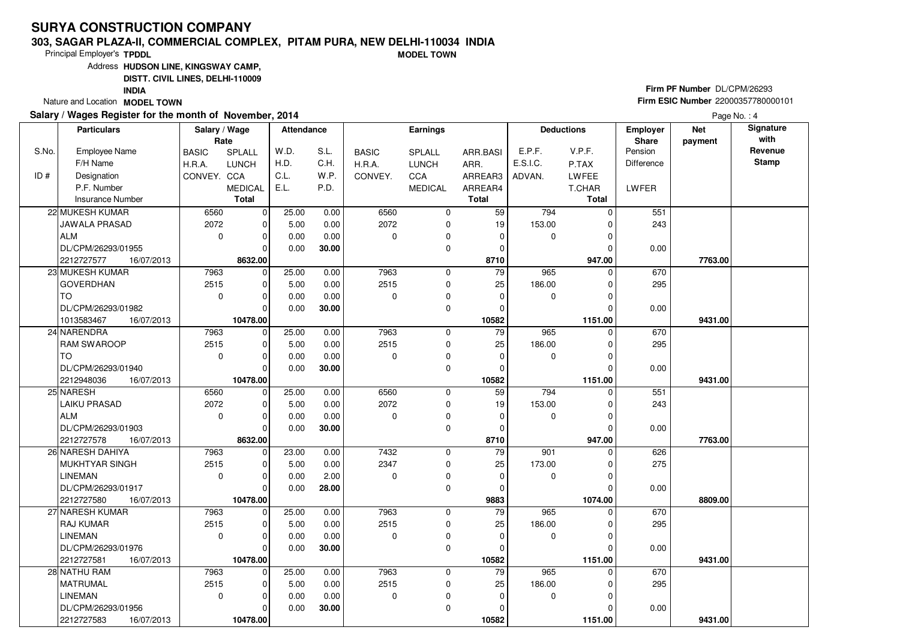# SURYA CONSTRUCTION COMPANY

**303, SAGAR PLAZA-II, COMMERCIAL COMPLEX, PITAM PURA, NEW DELHI-110034 INDIA**

Principal Employer's **TPDDL** **MODEL TOWN**

Address **HUDSON LINE, KINGSWAY CAMP, DISTT. CIVIL LINES, DELHI-110009 INDIA**

Nature and Location **MODEL TOWN**

**Firm PF Number** DL/CPM/26293

**Firm ESIC Number** 22000357780000101

**Salary / Wages Register for the month of November, 2014**

| S.No. / ID # | Employee Name / F/H Name / Designation / P.F. Number / Insurance Number | BASIC / H.R.A. / CONVEY. | SPLALL / LUNCH / CCA / MEDICAL / Total | W.D. / H.D. / C.L. / E.L. | S.L. / C.H. / W.P. / P.D. | BASIC / H.R.A. / CONVEY. | SPLALL / LUNCH / CCA / MEDICAL | ARR.BASI / ARR. / ARREAR3 / ARREAR4 / Total | E.P.F. / E.S.I.C. / ADVAN. | V.P.F. / P.TAX / LWFEE / T.CHAR / Total | Employer Share Pension / Difference / LWFER | Net payment | Signature with Revenue Stamp |
|---|---|---|---|---|---|---|---|---|---|---|---|---|---|
| 22 | MUKESH KUMAR | 6560 | 0 | 25.00 | 0.00 | 6560 | 0 | 59 | 794 | 0 | 551 | | |
| | JAWALA PRASAD | 2072 | 0 | 5.00 | 0.00 | 2072 | 0 | 19 | 153.00 | 0 | 243 | | |
| | ALM | 0 | 0 | 0.00 | 0.00 | 0 | 0 | 0 | 0 | 0 | | | |
| | DL/CPM/26293/01955 | | 0 | 0.00 | **30.00** | | 0 | 0 | | 0 | 0.00 | | |
| | 2212727577 16/07/2013 | | **8632.00** | | | | | **8710** | | **947.00** | | **7763.00** | |
| 23 | MUKESH KUMAR | 7963 | 0 | 25.00 | 0.00 | 7963 | 0 | 79 | 965 | 0 | 670 | | |
| | GOVERDHAN | 2515 | 0 | 5.00 | 0.00 | 2515 | 0 | 25 | 186.00 | 0 | 295 | | |
| | TO | 0 | 0 | 0.00 | 0.00 | 0 | 0 | 0 | 0 | 0 | | | |
| | DL/CPM/26293/01982 | | 0 | 0.00 | **30.00** | | 0 | 0 | | 0 | 0.00 | | |
| | 1013583467 16/07/2013 | | **10478.00** | | | | | **10582** | | **1151.00** | | **9431.00** | |
| 24 | NARENDRA | 7963 | 0 | 25.00 | 0.00 | 7963 | 0 | 79 | 965 | 0 | 670 | | |
| | RAM SWAROOP | 2515 | 0 | 5.00 | 0.00 | 2515 | 0 | 25 | 186.00 | 0 | 295 | | |
| | TO | 0 | 0 | 0.00 | 0.00 | 0 | 0 | 0 | 0 | 0 | | | |
| | DL/CPM/26293/01940 | | 0 | 0.00 | **30.00** | | 0 | 0 | | 0 | 0.00 | | |
| | 2212948036 16/07/2013 | | **10478.00** | | | | | **10582** | | **1151.00** | | **9431.00** | |
| 25 | NARESH | 6560 | 0 | 25.00 | 0.00 | 6560 | 0 | 59 | 794 | 0 | 551 | | |
| | LAIKU PRASAD | 2072 | 0 | 5.00 | 0.00 | 2072 | 0 | 19 | 153.00 | 0 | 243 | | |
| | ALM | 0 | 0 | 0.00 | 0.00 | 0 | 0 | 0 | 0 | 0 | | | |
| | DL/CPM/26293/01903 | | 0 | 0.00 | **30.00** | | 0 | 0 | | 0 | 0.00 | | |
| | 2212727578 16/07/2013 | | **8632.00** | | | | | **8710** | | **947.00** | | **7763.00** | |
| 26 | NARESH DAHIYA | 7963 | 0 | 23.00 | 0.00 | 7432 | 0 | 79 | 901 | 0 | 626 | | |
| | MUKHTYAR SINGH | 2515 | 0 | 5.00 | 0.00 | 2347 | 0 | 25 | 173.00 | 0 | 275 | | |
| | LINEMAN | 0 | 0 | 0.00 | 2.00 | 0 | 0 | 0 | 0 | 0 | | | |
| | DL/CPM/26293/01917 | | 0 | 0.00 | **28.00** | | 0 | 0 | | 0 | 0.00 | | |
| | 2212727580 16/07/2013 | | **10478.00** | | | | | **9883** | | **1074.00** | | **8809.00** | |
| 27 | NARESH KUMAR | 7963 | 0 | 25.00 | 0.00 | 7963 | 0 | 79 | 965 | 0 | 670 | | |
| | RAJ KUMAR | 2515 | 0 | 5.00 | 0.00 | 2515 | 0 | 25 | 186.00 | 0 | 295 | | |
| | LINEMAN | 0 | 0 | 0.00 | 0.00 | 0 | 0 | 0 | 0 | 0 | | | |
| | DL/CPM/26293/01976 | | 0 | 0.00 | **30.00** | | 0 | 0 | | 0 | 0.00 | | |
| | 2212727581 16/07/2013 | | **10478.00** | | | | | **10582** | | **1151.00** | | **9431.00** | |
| 28 | NATHU RAM | 7963 | 0 | 25.00 | 0.00 | 7963 | 0 | 79 | 965 | 0 | 670 | | |
| | MATRUMAL | 2515 | 0 | 5.00 | 0.00 | 2515 | 0 | 25 | 186.00 | 0 | 295 | | |
| | LINEMAN | 0 | 0 | 0.00 | 0.00 | 0 | 0 | 0 | 0 | 0 | | | |
| | DL/CPM/26293/01956 | | 0 | 0.00 | **30.00** | | 0 | 0 | | 0 | 0.00 | | |
| | 2212727583 16/07/2013 | | **10478.00** | | | | | **10582** | | **1151.00** | | **9431.00** | |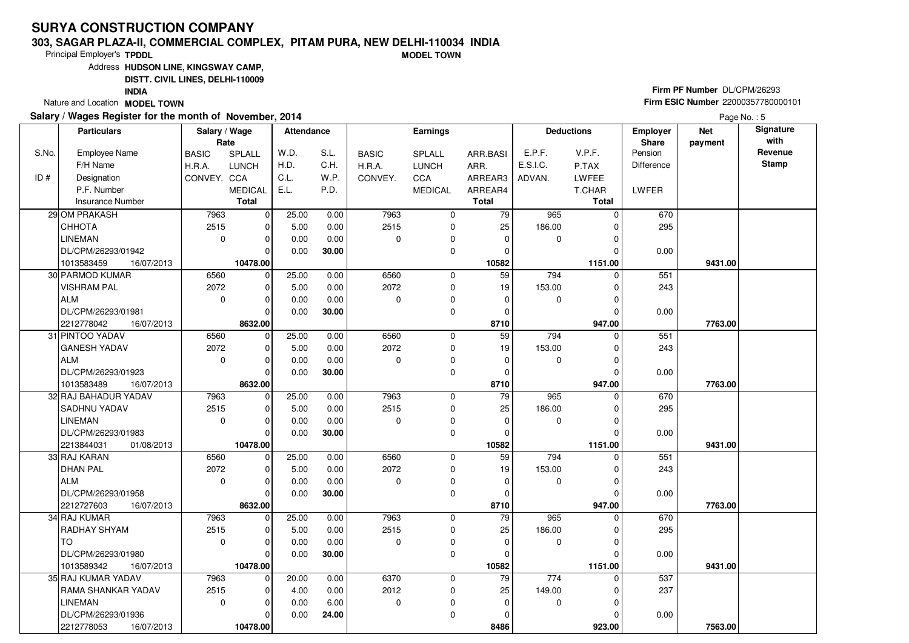# SURYA CONSTRUCTION COMPANY

**303, SAGAR PLAZA-II, COMMERCIAL COMPLEX, PITAM PURA, NEW DELHI-110034 INDIA**

**MODEL TOWN**

Principal Employer's **TPDDL**

Address **HUDSON LINE, KINGSWAY CAMP, DISTT. CIVIL LINES, DELHI-110009 INDIA**

Nature and Location **MODEL TOWN**

**Firm PF Number** DL/CPM/26293

**Firm ESIC Number** 22000357780000101

**Salary / Wages Register for the month of November, 2014**

Page No. : 5

| S.No. / ID # | Employee Name / F/H Name / Designation / P.F. Number / Insurance Number | BASIC / H.R.A. / CONVEY. | SPLALL / LUNCH / CCA / MEDICAL / Total | W.D. / H.D. / C.L. / E.L. | S.L. / C.H. / W.P. / P.D. | BASIC / H.R.A. / CONVEY. | SPLALL / LUNCH / CCA / MEDICAL | ARR.BASI / ARR. / ARREAR3 / ARREAR4 / Total | E.P.F. / E.S.I.C. / ADVAN. | V.P.F. / P.TAX / LWFEE / T.CHAR / Total | Employer Share Pension / Difference / LWFER | Net payment | Signature with Revenue Stamp |
|---|---|---|---|---|---|---|---|---|---|---|---|---|---|
| 29 | OM PRAKASH | 7963 | 0 | 25.00 | 0.00 | 7963 | 0 | 79 | 965 | 0 | 670 | | |
| | CHHOTA | 2515 | 0 | 5.00 | 0.00 | 2515 | 0 | 25 | 186.00 | 0 | 295 | | |
| | LINEMAN | 0 | 0 | 0.00 | 0.00 | 0 | 0 | 0 | 0 | 0 | | | |
| | DL/CPM/26293/01942 | | 0 | 0.00 | **30.00** | | 0 | 0 | | 0 | 0.00 | | |
| | 1013583459 16/07/2013 | | **10478.00** | | | | | **10582** | | **1151.00** | | **9431.00** | |
| 30 | PARMOD KUMAR | 6560 | 0 | 25.00 | 0.00 | 6560 | 0 | 59 | 794 | 0 | 551 | | |
| | VISHRAM PAL | 2072 | 0 | 5.00 | 0.00 | 2072 | 0 | 19 | 153.00 | 0 | 243 | | |
| | ALM | 0 | 0 | 0.00 | 0.00 | 0 | 0 | 0 | 0 | 0 | | | |
| | DL/CPM/26293/01981 | | 0 | 0.00 | **30.00** | | 0 | 0 | | 0 | 0.00 | | |
| | 2212778042 16/07/2013 | | **8632.00** | | | | | **8710** | | **947.00** | | **7763.00** | |
| 31 | PINTOO YADAV | 6560 | 0 | 25.00 | 0.00 | 6560 | 0 | 59 | 794 | 0 | 551 | | |
| | GANESH YADAV | 2072 | 0 | 5.00 | 0.00 | 2072 | 0 | 19 | 153.00 | 0 | 243 | | |
| | ALM | 0 | 0 | 0.00 | 0.00 | 0 | 0 | 0 | 0 | 0 | | | |
| | DL/CPM/26293/01923 | | 0 | 0.00 | **30.00** | | 0 | 0 | | 0 | 0.00 | | |
| | 1013583489 16/07/2013 | | **8632.00** | | | | | **8710** | | **947.00** | | **7763.00** | |
| 32 | RAJ BAHADUR YADAV | 7963 | 0 | 25.00 | 0.00 | 7963 | 0 | 79 | 965 | 0 | 670 | | |
| | SADHNU YADAV | 2515 | 0 | 5.00 | 0.00 | 2515 | 0 | 25 | 186.00 | 0 | 295 | | |
| | LINEMAN | 0 | 0 | 0.00 | 0.00 | 0 | 0 | 0 | 0 | 0 | | | |
| | DL/CPM/26293/01983 | | 0 | 0.00 | **30.00** | | 0 | 0 | | 0 | 0.00 | | |
| | 2213844031 01/08/2013 | | **10478.00** | | | | | **10582** | | **1151.00** | | **9431.00** | |
| 33 | RAJ KARAN | 6560 | 0 | 25.00 | 0.00 | 6560 | 0 | 59 | 794 | 0 | 551 | | |
| | DHAN PAL | 2072 | 0 | 5.00 | 0.00 | 2072 | 0 | 19 | 153.00 | 0 | 243 | | |
| | ALM | 0 | 0 | 0.00 | 0.00 | 0 | 0 | 0 | 0 | 0 | | | |
| | DL/CPM/26293/01958 | | 0 | 0.00 | **30.00** | | 0 | 0 | | 0 | 0.00 | | |
| | 2212727603 16/07/2013 | | **8632.00** | | | | | **8710** | | **947.00** | | **7763.00** | |
| 34 | RAJ KUMAR | 7963 | 0 | 25.00 | 0.00 | 7963 | 0 | 79 | 965 | 0 | 670 | | |
| | RADHAY SHYAM | 2515 | 0 | 5.00 | 0.00 | 2515 | 0 | 25 | 186.00 | 0 | 295 | | |
| | TO | 0 | 0 | 0.00 | 0.00 | 0 | 0 | 0 | 0 | 0 | | | |
| | DL/CPM/26293/01980 | | 0 | 0.00 | **30.00** | | 0 | 0 | | 0 | 0.00 | | |
| | 1013589342 16/07/2013 | | **10478.00** | | | | | **10582** | | **1151.00** | | **9431.00** | |
| 35 | RAJ KUMAR YADAV | 7963 | 0 | 20.00 | 0.00 | 6370 | 0 | 79 | 774 | 0 | 537 | | |
| | RAMA SHANKAR YADAV | 2515 | 0 | 4.00 | 0.00 | 2012 | 0 | 25 | 149.00 | 0 | 237 | | |
| | LINEMAN | 0 | 0 | 0.00 | 6.00 | 0 | 0 | 0 | 0 | 0 | | | |
| | DL/CPM/26293/01936 | | 0 | 0.00 | **24.00** | | 0 | 0 | | 0 | 0.00 | | |
| | 2212778053 16/07/2013 | | **10478.00** | | | | | **8486** | | **923.00** | | **7563.00** | |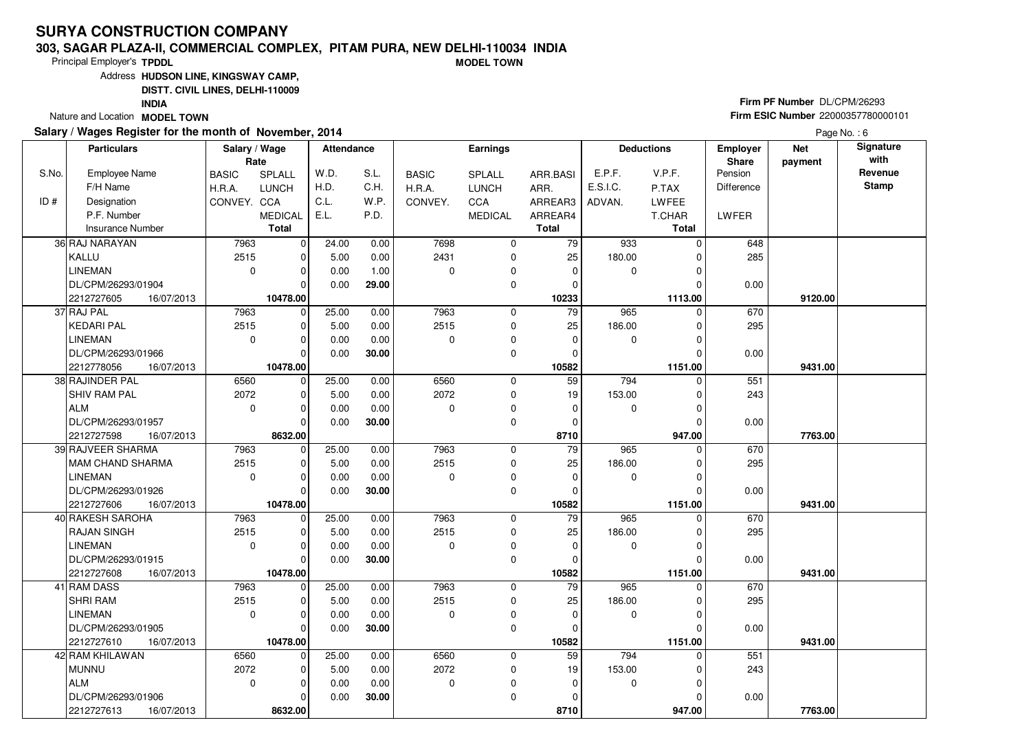# SURYA CONSTRUCTION COMPANY

**303, SAGAR PLAZA-II, COMMERCIAL COMPLEX, PITAM PURA, NEW DELHI-110034 INDIA**

**MODEL TOWN**

Principal Employer's **TPDDL**

Address **HUDSON LINE, KINGSWAY CAMP, DISTT. CIVIL LINES, DELHI-110009 INDIA**

Nature and Location **MODEL TOWN**

**Firm PF Number** DL/CPM/26293

**Firm ESIC Number** 22000357780000101

**Salary / Wages Register for the month of November, 2014**

| S.No. / ID # | Employee Name / F/H Name / Designation / P.F. Number / Insurance Number | BASIC / H.R.A. / CONVEY. | SPLALL / LUNCH / CCA / MEDICAL / Total | W.D. / H.D. / C.L. / E.L. | S.L. / C.H. / W.P. / P.D. | BASIC / H.R.A. / CONVEY. | SPLALL / LUNCH / CCA / MEDICAL | ARR.BASI / ARR. / ARREAR3 / ARREAR4 / Total | E.P.F. / E.S.I.C. / ADVAN. | V.P.F. / P.TAX / LWFEE / T.CHAR / Total | Employer Share Pension / Difference / LWFER | Net payment | Signature with Revenue Stamp |
|---|---|---|---|---|---|---|---|---|---|---|---|---|---|
| 36 | RAJ NARAYAN | 7963 | 0 | 24.00 | 0.00 | 7698 | 0 | 79 | 933 | 0 | 648 | | |
| | KALLU | 2515 | 0 | 5.00 | 0.00 | 2431 | 0 | 25 | 180.00 | 0 | 285 | | |
| | LINEMAN | 0 | 0 | 0.00 | 1.00 | 0 | 0 | 0 | 0 | 0 | | | |
| | DL/CPM/26293/01904 | | 0 | 0.00 | **29.00** | | 0 | 0 | | 0 | 0.00 | | |
| | 2212727605 16/07/2013 | | **10478.00** | | | | | **10233** | | **1113.00** | | **9120.00** | |
| 37 | RAJ PAL | 7963 | 0 | 25.00 | 0.00 | 7963 | 0 | 79 | 965 | 0 | 670 | | |
| | KEDARI PAL | 2515 | 0 | 5.00 | 0.00 | 2515 | 0 | 25 | 186.00 | 0 | 295 | | |
| | LINEMAN | 0 | 0 | 0.00 | 0.00 | 0 | 0 | 0 | 0 | 0 | | | |
| | DL/CPM/26293/01966 | | 0 | 0.00 | **30.00** | | 0 | 0 | | 0 | 0.00 | | |
| | 2212778056 16/07/2013 | | **10478.00** | | | | | **10582** | | **1151.00** | | **9431.00** | |
| 38 | RAJINDER PAL | 6560 | 0 | 25.00 | 0.00 | 6560 | 0 | 59 | 794 | 0 | 551 | | |
| | SHIV RAM PAL | 2072 | 0 | 5.00 | 0.00 | 2072 | 0 | 19 | 153.00 | 0 | 243 | | |
| | ALM | 0 | 0 | 0.00 | 0.00 | 0 | 0 | 0 | 0 | 0 | | | |
| | DL/CPM/26293/01957 | | 0 | 0.00 | **30.00** | | 0 | 0 | | 0 | 0.00 | | |
| | 2212727598 16/07/2013 | | **8632.00** | | | | | **8710** | | **947.00** | | **7763.00** | |
| 39 | RAJVEER SHARMA | 7963 | 0 | 25.00 | 0.00 | 7963 | 0 | 79 | 965 | 0 | 670 | | |
| | MAM CHAND SHARMA | 2515 | 0 | 5.00 | 0.00 | 2515 | 0 | 25 | 186.00 | 0 | 295 | | |
| | LINEMAN | 0 | 0 | 0.00 | 0.00 | 0 | 0 | 0 | 0 | 0 | | | |
| | DL/CPM/26293/01926 | | 0 | 0.00 | **30.00** | | 0 | 0 | | 0 | 0.00 | | |
| | 2212727606 16/07/2013 | | **10478.00** | | | | | **10582** | | **1151.00** | | **9431.00** | |
| 40 | RAKESH SAROHA | 7963 | 0 | 25.00 | 0.00 | 7963 | 0 | 79 | 965 | 0 | 670 | | |
| | RAJAN SINGH | 2515 | 0 | 5.00 | 0.00 | 2515 | 0 | 25 | 186.00 | 0 | 295 | | |
| | LINEMAN | 0 | 0 | 0.00 | 0.00 | 0 | 0 | 0 | 0 | 0 | | | |
| | DL/CPM/26293/01915 | | 0 | 0.00 | **30.00** | | 0 | 0 | | 0 | 0.00 | | |
| | 2212727608 16/07/2013 | | **10478.00** | | | | | **10582** | | **1151.00** | | **9431.00** | |
| 41 | RAM DASS | 7963 | 0 | 25.00 | 0.00 | 7963 | 0 | 79 | 965 | 0 | 670 | | |
| | SHRI RAM | 2515 | 0 | 5.00 | 0.00 | 2515 | 0 | 25 | 186.00 | 0 | 295 | | |
| | LINEMAN | 0 | 0 | 0.00 | 0.00 | 0 | 0 | 0 | 0 | 0 | | | |
| | DL/CPM/26293/01905 | | 0 | 0.00 | **30.00** | | 0 | 0 | | 0 | 0.00 | | |
| | 2212727610 16/07/2013 | | **10478.00** | | | | | **10582** | | **1151.00** | | **9431.00** | |
| 42 | RAM KHILAWAN | 6560 | 0 | 25.00 | 0.00 | 6560 | 0 | 59 | 794 | 0 | 551 | | |
| | MUNNU | 2072 | 0 | 5.00 | 0.00 | 2072 | 0 | 19 | 153.00 | 0 | 243 | | |
| | ALM | 0 | 0 | 0.00 | 0.00 | 0 | 0 | 0 | 0 | 0 | | | |
| | DL/CPM/26293/01906 | | 0 | 0.00 | **30.00** | | 0 | 0 | | 0 | 0.00 | | |
| | 2212727613 16/07/2013 | | **8632.00** | | | | | **8710** | | **947.00** | | **7763.00** | |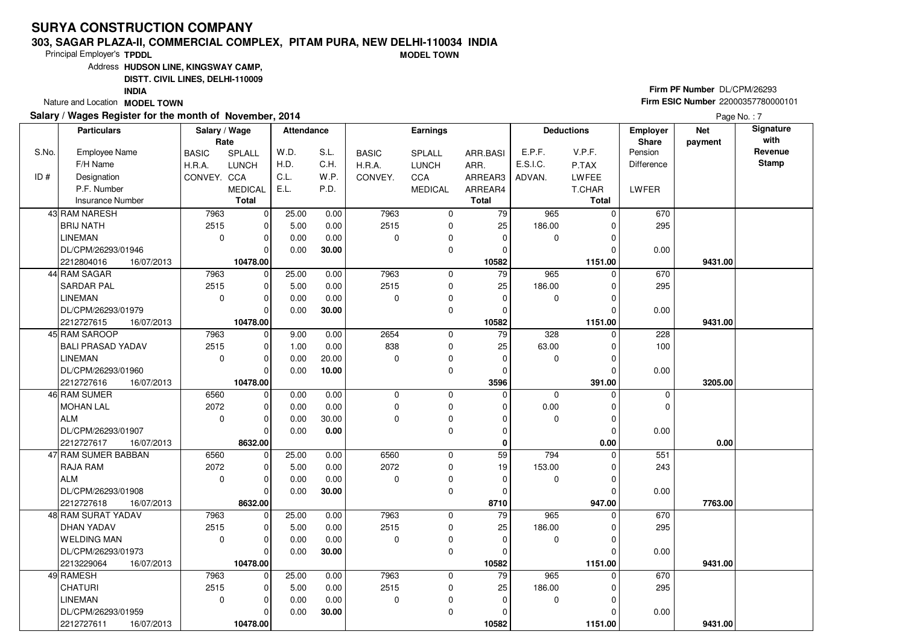# SURYA CONSTRUCTION COMPANY

**303, SAGAR PLAZA-II, COMMERCIAL COMPLEX, PITAM PURA, NEW DELHI-110034 INDIA**

Principal Employer's **TPDDL** **MODEL TOWN**

Address **HUDSON LINE, KINGSWAY CAMP,**
**DISTT. CIVIL LINES, DELHI-110009**
**INDIA**

Nature and Location **MODEL TOWN**

**Firm PF Number** DL/CPM/26293
**Firm ESIC Number** 22000357780000101

**Salary / Wages Register for the month of November, 2014**

| S.No. / ID # | Particulars: Employee Name / F/H Name / Designation / P.F. Number / Insurance Number | Salary / Wage Rate: BASIC / H.R.A. / CONVEY. | Salary / Wage Rate: SPLALL / LUNCH / CCA / MEDICAL / Total | Attendance: W.D. / H.D. / C.L. / E.L. | Attendance: S.L. / C.H. / W.P. / P.D. | Earnings: BASIC / H.R.A. / CONVEY. | Earnings: SPLALL / LUNCH / CCA / MEDICAL | Earnings: ARR.BASI / ARR. / ARREAR3 / ARREAR4 / Total | Deductions: E.P.F. / E.S.I.C. / ADVAN. | Deductions: V.P.F. / P.TAX / LWFEE / T.CHAR / Total | Employer Share: Pension / Difference / LWFER | Net payment | Signature with Revenue Stamp |
|---|---|---|---|---|---|---|---|---|---|---|---|---|---|
| 43 | RAM NARESH<br>BRIJ NATH<br>LINEMAN<br>DL/CPM/26293/01946<br>2212804016 16/07/2013 | 7963<br>2515<br>0 | 0<br>0<br>0<br>0<br>**10478.00** | 25.00<br>5.00<br>0.00<br>0.00 | 0.00<br>0.00<br>0.00<br>**30.00** | 7963<br>2515<br>0 | 0<br>0<br>0<br>0 | 79<br>25<br>0<br>0<br>**10582** | 965<br>186.00<br>0 | 0<br>0<br>0<br>0<br>**1151.00** | 670<br>295<br>0.00 | **9431.00** | |
| 44 | RAM SAGAR<br>SARDAR PAL<br>LINEMAN<br>DL/CPM/26293/01979<br>2212727615 16/07/2013 | 7963<br>2515<br>0 | 0<br>0<br>0<br>0<br>**10478.00** | 25.00<br>5.00<br>0.00<br>0.00 | 0.00<br>0.00<br>0.00<br>**30.00** | 7963<br>2515<br>0 | 0<br>0<br>0<br>0 | 79<br>25<br>0<br>0<br>**10582** | 965<br>186.00<br>0 | 0<br>0<br>0<br>0<br>**1151.00** | 670<br>295<br>0.00 | **9431.00** | |
| 45 | RAM SAROOP<br>BALI PRASAD YADAV<br>LINEMAN<br>DL/CPM/26293/01960<br>2212727616 16/07/2013 | 7963<br>2515<br>0 | 0<br>0<br>0<br>0<br>**10478.00** | 9.00<br>1.00<br>0.00<br>0.00 | 0.00<br>0.00<br>20.00<br>**10.00** | 2654<br>838<br>0 | 0<br>0<br>0<br>0 | 79<br>25<br>0<br>0<br>**3596** | 328<br>63.00<br>0 | 0<br>0<br>0<br>0<br>**391.00** | 228<br>100<br>0.00 | **3205.00** | |
| 46 | RAM SUMER<br>MOHAN LAL<br>ALM<br>DL/CPM/26293/01907<br>2212727617 16/07/2013 | 6560<br>2072<br>0 | 0<br>0<br>0<br>0<br>**8632.00** | 0.00<br>0.00<br>0.00<br>0.00 | 0.00<br>0.00<br>30.00<br>**0.00** | 0<br>0<br>0 | 0<br>0<br>0<br>0 | 0<br>0<br>0<br>0<br>**0** | 0<br>0.00<br>0 | 0<br>0<br>0<br>0<br>**0.00** | 0<br>0<br>0.00 | **0.00** | |
| 47 | RAM SUMER BABBAN<br>RAJA RAM<br>ALM<br>DL/CPM/26293/01908<br>2212727618 16/07/2013 | 6560<br>2072<br>0 | 0<br>0<br>0<br>0<br>**8632.00** | 25.00<br>5.00<br>0.00<br>0.00 | 0.00<br>0.00<br>0.00<br>**30.00** | 6560<br>2072<br>0 | 0<br>0<br>0<br>0 | 59<br>19<br>0<br>0<br>**8710** | 794<br>153.00<br>0 | 0<br>0<br>0<br>0<br>**947.00** | 551<br>243<br>0.00 | **7763.00** | |
| 48 | RAM SURAT YADAV<br>DHAN YADAV<br>WELDING MAN<br>DL/CPM/26293/01973<br>2213229064 16/07/2013 | 7963<br>2515<br>0 | 0<br>0<br>0<br>0<br>**10478.00** | 25.00<br>5.00<br>0.00<br>0.00 | 0.00<br>0.00<br>0.00<br>**30.00** | 7963<br>2515<br>0 | 0<br>0<br>0<br>0 | 79<br>25<br>0<br>0<br>**10582** | 965<br>186.00<br>0 | 0<br>0<br>0<br>0<br>**1151.00** | 670<br>295<br>0.00 | **9431.00** | |
| 49 | RAMESH<br>CHATURI<br>LINEMAN<br>DL/CPM/26293/01959<br>2212727611 16/07/2013 | 7963<br>2515<br>0 | 0<br>0<br>0<br>0<br>**10478.00** | 25.00<br>5.00<br>0.00<br>0.00 | 0.00<br>0.00<br>0.00<br>**30.00** | 7963<br>2515<br>0 | 0<br>0<br>0<br>0 | 79<br>25<br>0<br>0<br>**10582** | 965<br>186.00<br>0 | 0<br>0<br>0<br>0<br>**1151.00** | 670<br>295<br>0.00 | **9431.00** | |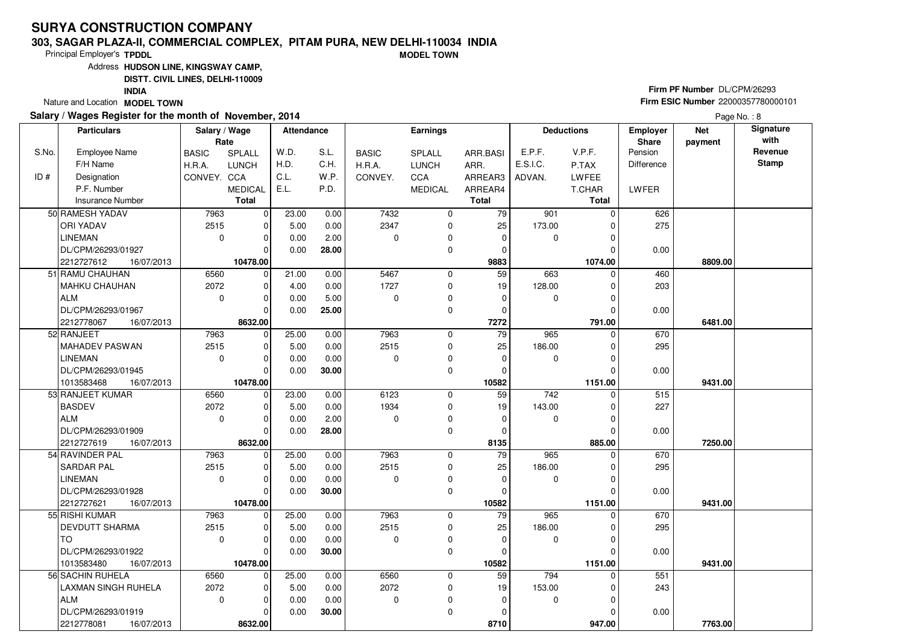# SURYA CONSTRUCTION COMPANY

**303, SAGAR PLAZA-II, COMMERCIAL COMPLEX, PITAM PURA, NEW DELHI-110034 INDIA**

**MODEL TOWN**

Principal Employer's **TPDDL**

Address **HUDSON LINE, KINGSWAY CAMP, DISTT. CIVIL LINES, DELHI-110009 INDIA**

Nature and Location **MODEL TOWN**

**Firm PF Number** DL/CPM/26293

**Firm ESIC Number** 22000357780000101

**Salary / Wages Register for the month of November, 2014**

| S.No. / ID # | Employee Name / F/H Name / Designation / P.F. Number / Insurance Number | BASIC / H.R.A. / CONVEY. | SPLALL / LUNCH / CCA / MEDICAL / Total | W.D. / H.D. / C.L. / E.L. | S.L. / C.H. / W.P. / P.D. | BASIC / H.R.A. / CONVEY. | SPLALL / LUNCH / CCA / MEDICAL | ARR.BASI / ARR. / ARREAR3 / ARREAR4 / Total | E.P.F. / E.S.I.C. / ADVAN. | V.P.F. / P.TAX / LWFEE / T.CHAR / Total | Employer Share Pension / Difference / LWFER | Net payment | Signature with Revenue Stamp |
|---|---|---|---|---|---|---|---|---|---|---|---|---|---|
| 50 | RAMESH YADAV | 7963 | 0 | 23.00 | 0.00 | 7432 | 0 | 79 | 901 | 0 | 626 | | |
| | ORI YADAV | 2515 | 0 | 5.00 | 0.00 | 2347 | 0 | 25 | 173.00 | 0 | 275 | | |
| | LINEMAN | 0 | 0 | 0.00 | 2.00 | 0 | 0 | 0 | 0 | 0 | | | |
| | DL/CPM/26293/01927 | | 0 | 0.00 | **28.00** | | 0 | 0 | | 0 | 0.00 | | |
| | 2212727612 16/07/2013 | | **10478.00** | | | | | **9883** | | **1074.00** | | **8809.00** | |
| 51 | RAMU CHAUHAN | 6560 | 0 | 21.00 | 0.00 | 5467 | 0 | 59 | 663 | 0 | 460 | | |
| | MAHKU CHAUHAN | 2072 | 0 | 4.00 | 0.00 | 1727 | 0 | 19 | 128.00 | 0 | 203 | | |
| | ALM | 0 | 0 | 0.00 | 5.00 | 0 | 0 | 0 | 0 | 0 | | | |
| | DL/CPM/26293/01967 | | 0 | 0.00 | **25.00** | | 0 | 0 | | 0 | 0.00 | | |
| | 2212778067 16/07/2013 | | **8632.00** | | | | | **7272** | | **791.00** | | **6481.00** | |
| 52 | RANJEET | 7963 | 0 | 25.00 | 0.00 | 7963 | 0 | 79 | 965 | 0 | 670 | | |
| | MAHADEV PASWAN | 2515 | 0 | 5.00 | 0.00 | 2515 | 0 | 25 | 186.00 | 0 | 295 | | |
| | LINEMAN | 0 | 0 | 0.00 | 0.00 | 0 | 0 | 0 | 0 | 0 | | | |
| | DL/CPM/26293/01945 | | 0 | 0.00 | **30.00** | | 0 | 0 | | 0 | 0.00 | | |
| | 1013583468 16/07/2013 | | **10478.00** | | | | | **10582** | | **1151.00** | | **9431.00** | |
| 53 | RANJEET KUMAR | 6560 | 0 | 23.00 | 0.00 | 6123 | 0 | 59 | 742 | 0 | 515 | | |
| | BASDEV | 2072 | 0 | 5.00 | 0.00 | 1934 | 0 | 19 | 143.00 | 0 | 227 | | |
| | ALM | 0 | 0 | 0.00 | 2.00 | 0 | 0 | 0 | 0 | 0 | | | |
| | DL/CPM/26293/01909 | | 0 | 0.00 | **28.00** | | 0 | 0 | | 0 | 0.00 | | |
| | 2212727619 16/07/2013 | | **8632.00** | | | | | **8135** | | **885.00** | | **7250.00** | |
| 54 | RAVINDER PAL | 7963 | 0 | 25.00 | 0.00 | 7963 | 0 | 79 | 965 | 0 | 670 | | |
| | SARDAR PAL | 2515 | 0 | 5.00 | 0.00 | 2515 | 0 | 25 | 186.00 | 0 | 295 | | |
| | LINEMAN | 0 | 0 | 0.00 | 0.00 | 0 | 0 | 0 | 0 | 0 | | | |
| | DL/CPM/26293/01928 | | 0 | 0.00 | **30.00** | | 0 | 0 | | 0 | 0.00 | | |
| | 2212727621 16/07/2013 | | **10478.00** | | | | | **10582** | | **1151.00** | | **9431.00** | |
| 55 | RISHI KUMAR | 7963 | 0 | 25.00 | 0.00 | 7963 | 0 | 79 | 965 | 0 | 670 | | |
| | DEVDUTT SHARMA | 2515 | 0 | 5.00 | 0.00 | 2515 | 0 | 25 | 186.00 | 0 | 295 | | |
| | TO | 0 | 0 | 0.00 | 0.00 | 0 | 0 | 0 | 0 | 0 | | | |
| | DL/CPM/26293/01922 | | 0 | 0.00 | **30.00** | | 0 | 0 | | 0 | 0.00 | | |
| | 1013583480 16/07/2013 | | **10478.00** | | | | | **10582** | | **1151.00** | | **9431.00** | |
| 56 | SACHIN RUHELA | 6560 | 0 | 25.00 | 0.00 | 6560 | 0 | 59 | 794 | 0 | 551 | | |
| | LAXMAN SINGH RUHELA | 2072 | 0 | 5.00 | 0.00 | 2072 | 0 | 19 | 153.00 | 0 | 243 | | |
| | ALM | 0 | 0 | 0.00 | 0.00 | 0 | 0 | 0 | 0 | 0 | | | |
| | DL/CPM/26293/01919 | | 0 | 0.00 | **30.00** | | 0 | 0 | | 0 | 0.00 | | |
| | 2212778081 16/07/2013 | | **8632.00** | | | | | **8710** | | **947.00** | | **7763.00** | |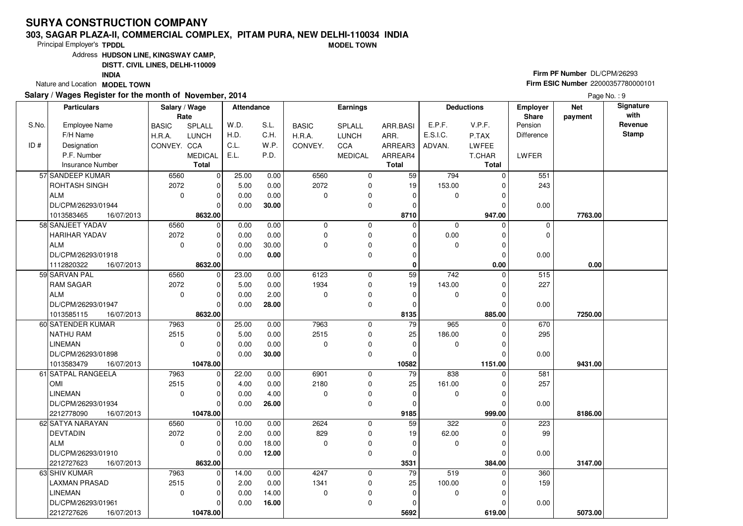# SURYA CONSTRUCTION COMPANY

**303, SAGAR PLAZA-II, COMMERCIAL COMPLEX, PITAM PURA, NEW DELHI-110034 INDIA**

**MODEL TOWN**

Principal Employer's **TPDDL**

Address **HUDSON LINE, KINGSWAY CAMP, DISTT. CIVIL LINES, DELHI-110009 INDIA**

Nature and Location **MODEL TOWN**

**Firm PF Number** DL/CPM/26293

**Firm ESIC Number** 22000357780000101

**Salary / Wages Register for the month of November, 2014**

Page No. : 9

| S.No. / ID # | Particulars: Employee Name / F/H Name / Designation / P.F. Number / Insurance Number | Salary / Wage Rate: BASIC / H.R.A. / CONVEY. | Salary / Wage Rate: SPLALL / LUNCH / CCA / MEDICAL / Total | Attendance: W.D. / H.D. / C.L. / E.L. | Attendance: S.L. / C.H. / W.P. / P.D. | Earnings: BASIC / H.R.A. / CONVEY. | Earnings: SPLALL / LUNCH / CCA / MEDICAL | Earnings: ARR.BASI / ARR. / ARREAR3 / ARREAR4 / Total | Deductions: E.P.F. / E.S.I.C. / ADVAN. | Deductions: V.P.F. / P.TAX / LWFEE / T.CHAR / Total | Employer Share: Pension / Difference / LWFER | Net payment | Signature with Revenue Stamp |
|---|---|---|---|---|---|---|---|---|---|---|---|---|---|
| 57 | SANDEEP KUMAR / ROHTASH SINGH / ALM / DL/CPM/26293/01944 / 1013583465 16/07/2013 | 6560 / 2072 / 0 | 0 / 0 / 0 / 0 / **8632.00** | 25.00 / 5.00 / 0.00 / 0.00 | 0.00 / 0.00 / 0.00 / **30.00** | 6560 / 2072 / 0 | 0 / 0 / 0 / 0 | 59 / 19 / 0 / 0 / **8710** | 794 / 153.00 / 0 | 0 / 0 / 0 / 0 / **947.00** | 551 / 243 / 0.00 | **7763.00** | |
| 58 | SANJEET YADAV / HARIHAR YADAV / ALM / DL/CPM/26293/01918 / 1112820322 16/07/2013 | 6560 / 2072 / 0 | 0 / 0 / 0 / 0 / **8632.00** | 0.00 / 0.00 / 0.00 / 0.00 | 0.00 / 0.00 / 30.00 / **0.00** | 0 / 0 / 0 | 0 / 0 / 0 / 0 | 0 / 0 / 0 / 0 / **0** | 0 / 0.00 / 0 | 0 / 0 / 0 / 0 / **0.00** | 0 / 0 / 0.00 | **0.00** | |
| 59 | SARVAN PAL / RAM SAGAR / ALM / DL/CPM/26293/01947 / 1013585115 16/07/2013 | 6560 / 2072 / 0 | 0 / 0 / 0 / 0 / **8632.00** | 23.00 / 5.00 / 0.00 / 0.00 | 0.00 / 0.00 / 2.00 / **28.00** | 6123 / 1934 / 0 | 0 / 0 / 0 / 0 | 59 / 19 / 0 / 0 / **8135** | 742 / 143.00 / 0 | 0 / 0 / 0 / 0 / **885.00** | 515 / 227 / 0.00 | **7250.00** | |
| 60 | SATENDER KUMAR / NATHU RAM / LINEMAN / DL/CPM/26293/01898 / 1013583479 16/07/2013 | 7963 / 2515 / 0 | 0 / 0 / 0 / 0 / **10478.00** | 25.00 / 5.00 / 0.00 / 0.00 | 0.00 / 0.00 / 0.00 / **30.00** | 7963 / 2515 / 0 | 0 / 0 / 0 / 0 | 79 / 25 / 0 / 0 / **10582** | 965 / 186.00 / 0 | 0 / 0 / 0 / 0 / **1151.00** | 670 / 295 / 0.00 | **9431.00** | |
| 61 | SATPAL RANGEELA / OMI / LINEMAN / DL/CPM/26293/01934 / 2212778090 16/07/2013 | 7963 / 2515 / 0 | 0 / 0 / 0 / 0 / **10478.00** | 22.00 / 4.00 / 0.00 / 0.00 | 0.00 / 0.00 / 4.00 / **26.00** | 6901 / 2180 / 0 | 0 / 0 / 0 / 0 | 79 / 25 / 0 / 0 / **9185** | 838 / 161.00 / 0 | 0 / 0 / 0 / 0 / **999.00** | 581 / 257 / 0.00 | **8186.00** | |
| 62 | SATYA NARAYAN / DEVTADIN / ALM / DL/CPM/26293/01910 / 2212727623 16/07/2013 | 6560 / 2072 / 0 | 0 / 0 / 0 / 0 / **8632.00** | 10.00 / 2.00 / 0.00 / 0.00 | 0.00 / 0.00 / 18.00 / **12.00** | 2624 / 829 / 0 | 0 / 0 / 0 / 0 | 59 / 19 / 0 / 0 / **3531** | 322 / 62.00 / 0 | 0 / 0 / 0 / 0 / **384.00** | 223 / 99 / 0.00 | **3147.00** | |
| 63 | SHIV KUMAR / LAXMAN PRASAD / LINEMAN / DL/CPM/26293/01961 / 2212727626 16/07/2013 | 7963 / 2515 / 0 | 0 / 0 / 0 / 0 / **10478.00** | 14.00 / 2.00 / 0.00 / 0.00 | 0.00 / 0.00 / 14.00 / **16.00** | 4247 / 1341 / 0 | 0 / 0 / 0 / 0 | 79 / 25 / 0 / 0 / **5692** | 519 / 100.00 / 0 | 0 / 0 / 0 / 0 / **619.00** | 360 / 159 / 0.00 | **5073.00** | |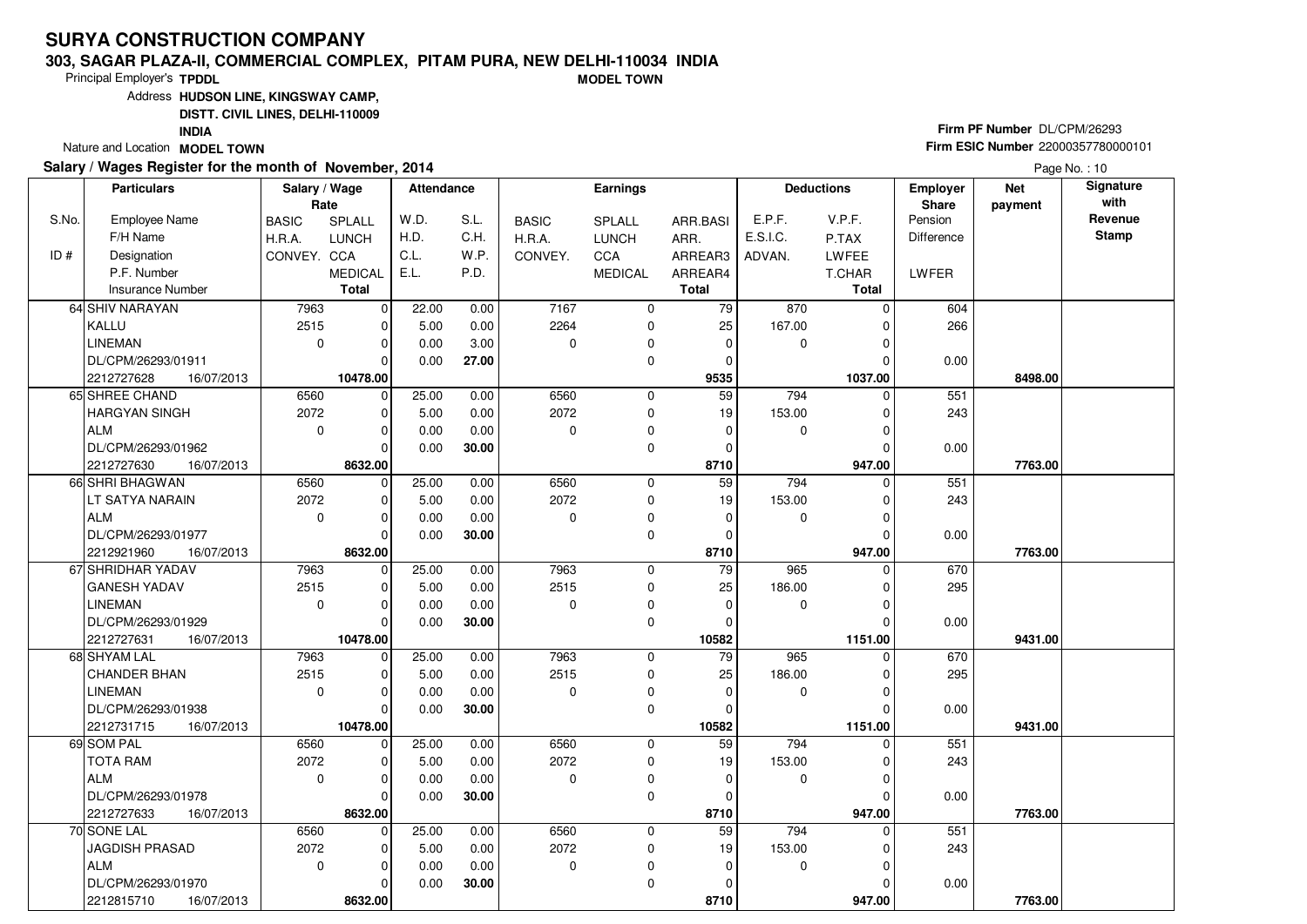# SURYA CONSTRUCTION COMPANY

**303, SAGAR PLAZA-II, COMMERCIAL COMPLEX, PITAM PURA, NEW DELHI-110034 INDIA**

**MODEL TOWN**

Principal Employer's **TPDDL**

Address **HUDSON LINE, KINGSWAY CAMP, DISTT. CIVIL LINES, DELHI-110009 INDIA**

Nature and Location **MODEL TOWN**

**Firm PF Number** DL/CPM/26293

**Firm ESIC Number** 22000357780000101

**Salary / Wages Register for the month of November, 2014**

| S.No. / ID # | Employee Name / F/H Name / Designation / P.F. Number / Insurance Number | Salary / Wage Rate: BASIC / H.R.A. / CONVEY. | SPLALL / LUNCH / CCA / MEDICAL / Total | Attendance: W.D. / H.D. / C.L. / E.L. | S.L. / C.H. / W.P. / P.D. | Earnings: BASIC / H.R.A. / CONVEY. | SPLALL / LUNCH / CCA / MEDICAL | ARR.BASI / ARR. / ARREAR3 / ARREAR4 / Total | Deductions: E.P.F. / E.S.I.C. / ADVAN. | V.P.F. / P.TAX / LWFEE / T.CHAR / Total | Employer Share: Pension / Difference / LWFER | Net payment | Signature with Revenue Stamp |
|---|---|---|---|---|---|---|---|---|---|---|---|---|---|
| 64 | SHIV NARAYAN | 7963 | 0 | 22.00 | 0.00 | 7167 | 0 | 79 | 870 | 0 | 604 | | |
| | KALLU | 2515 | 0 | 5.00 | 0.00 | 2264 | 0 | 25 | 167.00 | 0 | 266 | | |
| | LINEMAN | 0 | 0 | 0.00 | 3.00 | 0 | 0 | 0 | 0 | 0 | | | |
| | DL/CPM/26293/01911 | | 0 | 0.00 | **27.00** | | 0 | 0 | | 0 | 0.00 | | |
| | 2212727628 16/07/2013 | | **10478.00** | | | | | **9535** | | **1037.00** | | **8498.00** | |
| 65 | SHREE CHAND | 6560 | 0 | 25.00 | 0.00 | 6560 | 0 | 59 | 794 | 0 | 551 | | |
| | HARGYAN SINGH | 2072 | 0 | 5.00 | 0.00 | 2072 | 0 | 19 | 153.00 | 0 | 243 | | |
| | ALM | 0 | 0 | 0.00 | 0.00 | 0 | 0 | 0 | 0 | 0 | | | |
| | DL/CPM/26293/01962 | | 0 | 0.00 | **30.00** | | 0 | 0 | | 0 | 0.00 | | |
| | 2212727630 16/07/2013 | | **8632.00** | | | | | **8710** | | **947.00** | | **7763.00** | |
| 66 | SHRI BHAGWAN | 6560 | 0 | 25.00 | 0.00 | 6560 | 0 | 59 | 794 | 0 | 551 | | |
| | LT SATYA NARAIN | 2072 | 0 | 5.00 | 0.00 | 2072 | 0 | 19 | 153.00 | 0 | 243 | | |
| | ALM | 0 | 0 | 0.00 | 0.00 | 0 | 0 | 0 | 0 | 0 | | | |
| | DL/CPM/26293/01977 | | 0 | 0.00 | **30.00** | | 0 | 0 | | 0 | 0.00 | | |
| | 2212921960 16/07/2013 | | **8632.00** | | | | | **8710** | | **947.00** | | **7763.00** | |
| 67 | SHRIDHAR YADAV | 7963 | 0 | 25.00 | 0.00 | 7963 | 0 | 79 | 965 | 0 | 670 | | |
| | GANESH YADAV | 2515 | 0 | 5.00 | 0.00 | 2515 | 0 | 25 | 186.00 | 0 | 295 | | |
| | LINEMAN | 0 | 0 | 0.00 | 0.00 | 0 | 0 | 0 | 0 | 0 | | | |
| | DL/CPM/26293/01929 | | 0 | 0.00 | **30.00** | | 0 | 0 | | 0 | 0.00 | | |
| | 2212727631 16/07/2013 | | **10478.00** | | | | | **10582** | | **1151.00** | | **9431.00** | |
| 68 | SHYAM LAL | 7963 | 0 | 25.00 | 0.00 | 7963 | 0 | 79 | 965 | 0 | 670 | | |
| | CHANDER BHAN | 2515 | 0 | 5.00 | 0.00 | 2515 | 0 | 25 | 186.00 | 0 | 295 | | |
| | LINEMAN | 0 | 0 | 0.00 | 0.00 | 0 | 0 | 0 | 0 | 0 | | | |
| | DL/CPM/26293/01938 | | 0 | 0.00 | **30.00** | | 0 | 0 | | 0 | 0.00 | | |
| | 2212731715 16/07/2013 | | **10478.00** | | | | | **10582** | | **1151.00** | | **9431.00** | |
| 69 | SOM PAL | 6560 | 0 | 25.00 | 0.00 | 6560 | 0 | 59 | 794 | 0 | 551 | | |
| | TOTA RAM | 2072 | 0 | 5.00 | 0.00 | 2072 | 0 | 19 | 153.00 | 0 | 243 | | |
| | ALM | 0 | 0 | 0.00 | 0.00 | 0 | 0 | 0 | 0 | 0 | | | |
| | DL/CPM/26293/01978 | | 0 | 0.00 | **30.00** | | 0 | 0 | | 0 | 0.00 | | |
| | 2212727633 16/07/2013 | | **8632.00** | | | | | **8710** | | **947.00** | | **7763.00** | |
| 70 | SONE LAL | 6560 | 0 | 25.00 | 0.00 | 6560 | 0 | 59 | 794 | 0 | 551 | | |
| | JAGDISH PRASAD | 2072 | 0 | 5.00 | 0.00 | 2072 | 0 | 19 | 153.00 | 0 | 243 | | |
| | ALM | 0 | 0 | 0.00 | 0.00 | 0 | 0 | 0 | 0 | 0 | | | |
| | DL/CPM/26293/01970 | | 0 | 0.00 | **30.00** | | 0 | 0 | | 0 | 0.00 | | |
| | 2212815710 16/07/2013 | | **8632.00** | | | | | **8710** | | **947.00** | | **7763.00** | |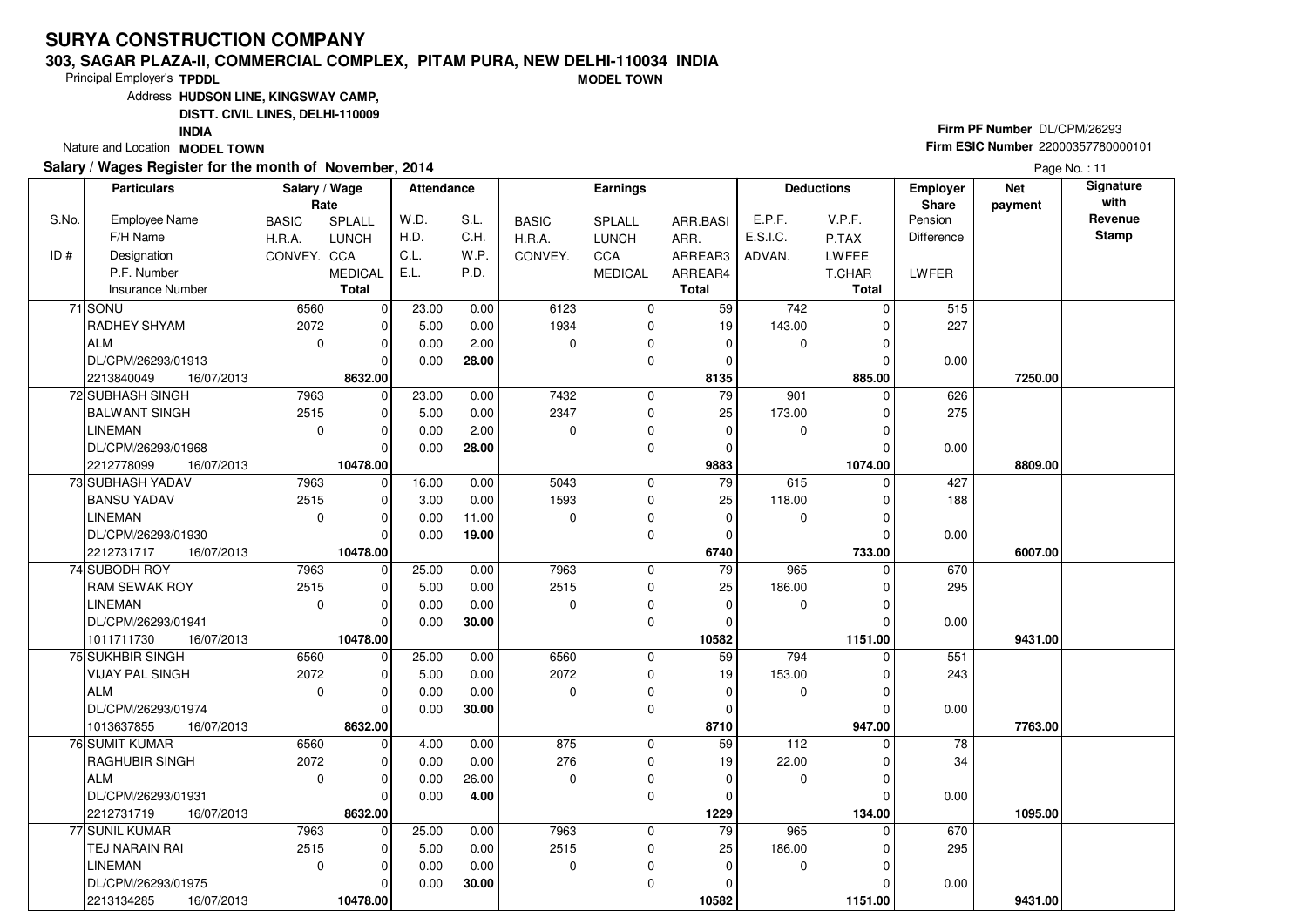# SURYA CONSTRUCTION COMPANY

**303, SAGAR PLAZA-II, COMMERCIAL COMPLEX, PITAM PURA, NEW DELHI-110034 INDIA**

**MODEL TOWN**

Principal Employer's **TPDDL**

Address **HUDSON LINE, KINGSWAY CAMP, DISTT. CIVIL LINES, DELHI-110009 INDIA**

Nature and Location **MODEL TOWN**

**Firm PF Number** DL/CPM/26293

**Firm ESIC Number** 22000357780000101

**Salary / Wages Register for the month of November, 2014**

| S.No. / ID # | Particulars: Employee Name / F/H Name / Designation / P.F. Number / Insurance Number | Salary / Wage Rate: BASIC / H.R.A. / CONVEY. | Salary / Wage Rate: SPLALL / LUNCH / CCA / MEDICAL / Total | Attendance: W.D. / H.D. / C.L. / E.L. | Attendance: S.L. / C.H. / W.P. / P.D. | Earnings: BASIC / H.R.A. / CONVEY. | Earnings: SPLALL / LUNCH / CCA / MEDICAL | Earnings: ARR.BASI / ARR. / ARREAR3 / ARREAR4 / Total | Deductions: E.P.F. / E.S.I.C. / ADVAN. | Deductions: V.P.F. / P.TAX / LWFEE / T.CHAR / Total | Employer Share: Pension / Difference / LWFER | Net payment | Signature with Revenue Stamp |
|---|---|---|---|---|---|---|---|---|---|---|---|---|---|
| 71 | SONU / RADHEY SHYAM / ALM / DL/CPM/26293/01913 / 2213840049 16/07/2013 | 6560 / 2072 / 0 | 0 / 0 / 0 / 0 / **8632.00** | 23.00 / 5.00 / 0.00 / 0.00 | 0.00 / 0.00 / 2.00 / **28.00** | 6123 / 1934 / 0 | 0 / 0 / 0 / 0 | 59 / 19 / 0 / 0 / **8135** | 742 / 143.00 / 0 | 0 / 0 / 0 / 0 / **885.00** | 515 / 227 / 0.00 | **7250.00** | |
| 72 | SUBHASH SINGH / BALWANT SINGH / LINEMAN / DL/CPM/26293/01968 / 2212778099 16/07/2013 | 7963 / 2515 / 0 | 0 / 0 / 0 / 0 / **10478.00** | 23.00 / 5.00 / 0.00 / 0.00 | 0.00 / 0.00 / 2.00 / **28.00** | 7432 / 2347 / 0 | 0 / 0 / 0 / 0 | 79 / 25 / 0 / 0 / **9883** | 901 / 173.00 / 0 | 0 / 0 / 0 / 0 / **1074.00** | 626 / 275 / 0.00 | **8809.00** | |
| 73 | SUBHASH YADAV / BANSU YADAV / LINEMAN / DL/CPM/26293/01930 / 2212731717 16/07/2013 | 7963 / 2515 / 0 | 0 / 0 / 0 / 0 / **10478.00** | 16.00 / 3.00 / 0.00 / 0.00 | 0.00 / 0.00 / 11.00 / **19.00** | 5043 / 1593 / 0 | 0 / 0 / 0 / 0 | 79 / 25 / 0 / 0 / **6740** | 615 / 118.00 / 0 | 0 / 0 / 0 / 0 / **733.00** | 427 / 188 / 0.00 | **6007.00** | |
| 74 | SUBODH ROY / RAM SEWAK ROY / LINEMAN / DL/CPM/26293/01941 / 1011711730 16/07/2013 | 7963 / 2515 / 0 | 0 / 0 / 0 / 0 / **10478.00** | 25.00 / 5.00 / 0.00 / 0.00 | 0.00 / 0.00 / 0.00 / **30.00** | 7963 / 2515 / 0 | 0 / 0 / 0 / 0 | 79 / 25 / 0 / 0 / **10582** | 965 / 186.00 / 0 | 0 / 0 / 0 / 0 / **1151.00** | 670 / 295 / 0.00 | **9431.00** | |
| 75 | SUKHBIR SINGH / VIJAY PAL SINGH / ALM / DL/CPM/26293/01974 / 1013637855 16/07/2013 | 6560 / 2072 / 0 | 0 / 0 / 0 / 0 / **8632.00** | 25.00 / 5.00 / 0.00 / 0.00 | 0.00 / 0.00 / 0.00 / **30.00** | 6560 / 2072 / 0 | 0 / 0 / 0 / 0 | 59 / 19 / 0 / 0 / **8710** | 794 / 153.00 / 0 | 0 / 0 / 0 / 0 / **947.00** | 551 / 243 / 0.00 | **7763.00** | |
| 76 | SUMIT KUMAR / RAGHUBIR SINGH / ALM / DL/CPM/26293/01931 / 2212731719 16/07/2013 | 6560 / 2072 / 0 | 0 / 0 / 0 / 0 / **8632.00** | 4.00 / 0.00 / 0.00 / 0.00 | 0.00 / 0.00 / 26.00 / **4.00** | 875 / 276 / 0 | 0 / 0 / 0 / 0 | 59 / 19 / 0 / 0 / **1229** | 112 / 22.00 / 0 | 0 / 0 / 0 / 0 / **134.00** | 78 / 34 / 0.00 | **1095.00** | |
| 77 | SUNIL KUMAR / TEJ NARAIN RAI / LINEMAN / DL/CPM/26293/01975 / 2213134285 16/07/2013 | 7963 / 2515 / 0 | 0 / 0 / 0 / 0 / **10478.00** | 25.00 / 5.00 / 0.00 / 0.00 | 0.00 / 0.00 / 0.00 / **30.00** | 7963 / 2515 / 0 | 0 / 0 / 0 / 0 | 79 / 25 / 0 / 0 / **10582** | 965 / 186.00 / 0 | 0 / 0 / 0 / 0 / **1151.00** | 670 / 295 / 0.00 | **9431.00** | |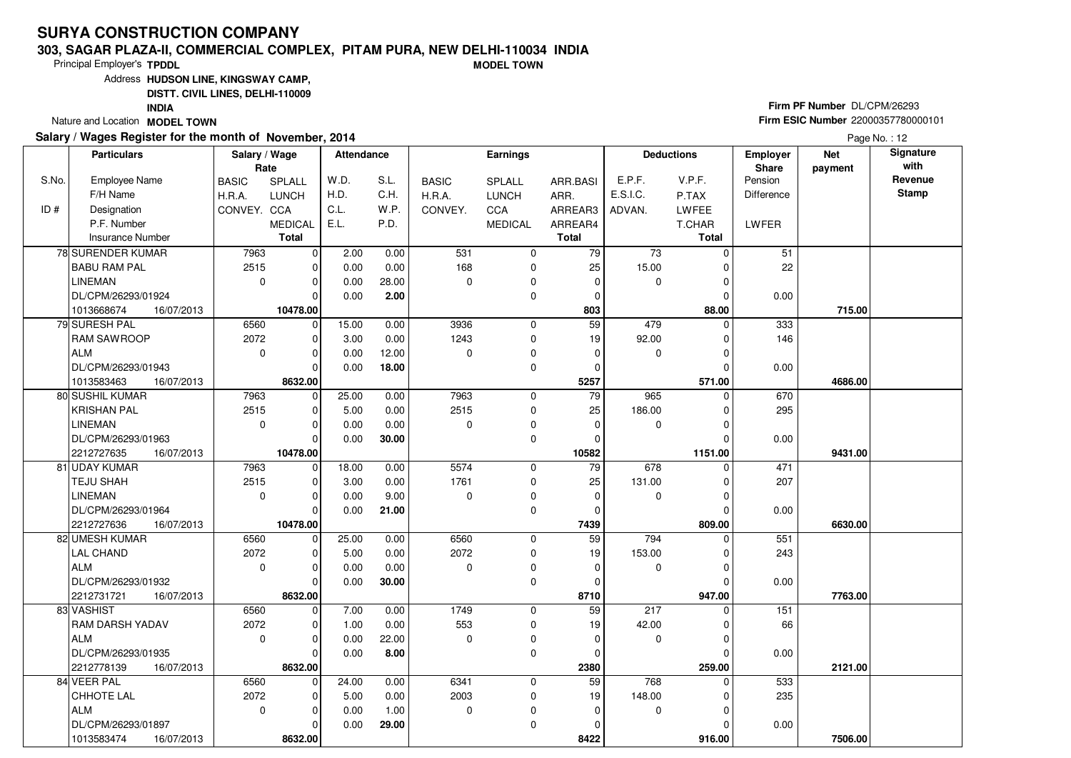# SURYA CONSTRUCTION COMPANY

**303, SAGAR PLAZA-II, COMMERCIAL COMPLEX, PITAM PURA, NEW DELHI-110034 INDIA**

Principal Employer's **TPDDL** **MODEL TOWN**

Address **HUDSON LINE, KINGSWAY CAMP, DISTT. CIVIL LINES, DELHI-110009 INDIA**

Nature and Location **MODEL TOWN**

**Firm PF Number** DL/CPM/26293
**Firm ESIC Number** 22000357780000101

**Salary / Wages Register for the month of November, 2014**

| S.No. / ID # | Employee Name / F/H Name / Designation / P.F. Number / Insurance Number | BASIC / H.R.A. / CONVEY. | SPLALL / LUNCH / CCA / MEDICAL / Total | W.D. / H.D. / C.L. / E.L. | S.L. / C.H. / W.P. / P.D. | BASIC / H.R.A. / CONVEY. | SPLALL / LUNCH / CCA / MEDICAL | ARR.BASI / ARR. / ARREAR3 / ARREAR4 / Total | E.P.F. / E.S.I.C. / ADVAN. | V.P.F. / P.TAX / LWFEE / T.CHAR / Total | Employer Share Pension / Difference / LWFER | Net payment | Signature with Revenue Stamp |
|---|---|---|---|---|---|---|---|---|---|---|---|---|---|
| 78 | SURENDER KUMAR / BABU RAM PAL / LINEMAN / DL/CPM/26293/01924 / 1013668674 16/07/2013 | 7963 / 2515 / 0 | 0 / 0 / 0 / 0 / **10478.00** | 2.00 / 0.00 / 0.00 / 0.00 | 0.00 / 0.00 / 28.00 / **2.00** | 531 / 168 / 0 | 0 / 0 / 0 / 0 | 79 / 25 / 0 / 0 / **803** | 73 / 15.00 / 0 | 0 / 0 / 0 / 0 / **88.00** | 51 / 22 / 0.00 | **715.00** | |
| 79 | SURESH PAL / RAM SAWROOP / ALM / DL/CPM/26293/01943 / 1013583463 16/07/2013 | 6560 / 2072 / 0 | 0 / 0 / 0 / 0 / **8632.00** | 15.00 / 3.00 / 0.00 / 0.00 | 0.00 / 0.00 / 12.00 / **18.00** | 3936 / 1243 / 0 | 0 / 0 / 0 / 0 | 59 / 19 / 0 / 0 / **5257** | 479 / 92.00 / 0 | 0 / 0 / 0 / 0 / **571.00** | 333 / 146 / 0.00 | **4686.00** | |
| 80 | SUSHIL KUMAR / KRISHAN PAL / LINEMAN / DL/CPM/26293/01963 / 2212727635 16/07/2013 | 7963 / 2515 / 0 | 0 / 0 / 0 / 0 / **10478.00** | 25.00 / 5.00 / 0.00 / 0.00 | 0.00 / 0.00 / 0.00 / **30.00** | 7963 / 2515 / 0 | 0 / 0 / 0 / 0 | 79 / 25 / 0 / 0 / **10582** | 965 / 186.00 / 0 | 0 / 0 / 0 / 0 / **1151.00** | 670 / 295 / 0.00 | **9431.00** | |
| 81 | UDAY KUMAR / TEJU SHAH / LINEMAN / DL/CPM/26293/01964 / 2212727636 16/07/2013 | 7963 / 2515 / 0 | 0 / 0 / 0 / 0 / **10478.00** | 18.00 / 3.00 / 0.00 / 0.00 | 0.00 / 0.00 / 9.00 / **21.00** | 5574 / 1761 / 0 | 0 / 0 / 0 / 0 | 79 / 25 / 0 / 0 / **7439** | 678 / 131.00 / 0 | 0 / 0 / 0 / 0 / **809.00** | 471 / 207 / 0.00 | **6630.00** | |
| 82 | UMESH KUMAR / LAL CHAND / ALM / DL/CPM/26293/01932 / 2212731721 16/07/2013 | 6560 / 2072 / 0 | 0 / 0 / 0 / 0 / **8632.00** | 25.00 / 5.00 / 0.00 / 0.00 | 0.00 / 0.00 / 0.00 / **30.00** | 6560 / 2072 / 0 | 0 / 0 / 0 / 0 | 59 / 19 / 0 / 0 / **8710** | 794 / 153.00 / 0 | 0 / 0 / 0 / 0 / **947.00** | 551 / 243 / 0.00 | **7763.00** | |
| 83 | VASHIST / RAM DARSH YADAV / ALM / DL/CPM/26293/01935 / 2212778139 16/07/2013 | 6560 / 2072 / 0 | 0 / 0 / 0 / 0 / **8632.00** | 7.00 / 1.00 / 0.00 / 0.00 | 0.00 / 0.00 / 22.00 / **8.00** | 1749 / 553 / 0 | 0 / 0 / 0 / 0 | 59 / 19 / 0 / 0 / **2380** | 217 / 42.00 / 0 | 0 / 0 / 0 / 0 / **259.00** | 151 / 66 / 0.00 | **2121.00** | |
| 84 | VEER PAL / CHHOTE LAL / ALM / DL/CPM/26293/01897 / 1013583474 16/07/2013 | 6560 / 2072 / 0 | 0 / 0 / 0 / 0 / **8632.00** | 24.00 / 5.00 / 0.00 / 0.00 | 0.00 / 0.00 / 1.00 / **29.00** | 6341 / 2003 / 0 | 0 / 0 / 0 / 0 | 59 / 19 / 0 / 0 / **8422** | 768 / 148.00 / 0 | 0 / 0 / 0 / 0 / **916.00** | 533 / 235 / 0.00 | **7506.00** | |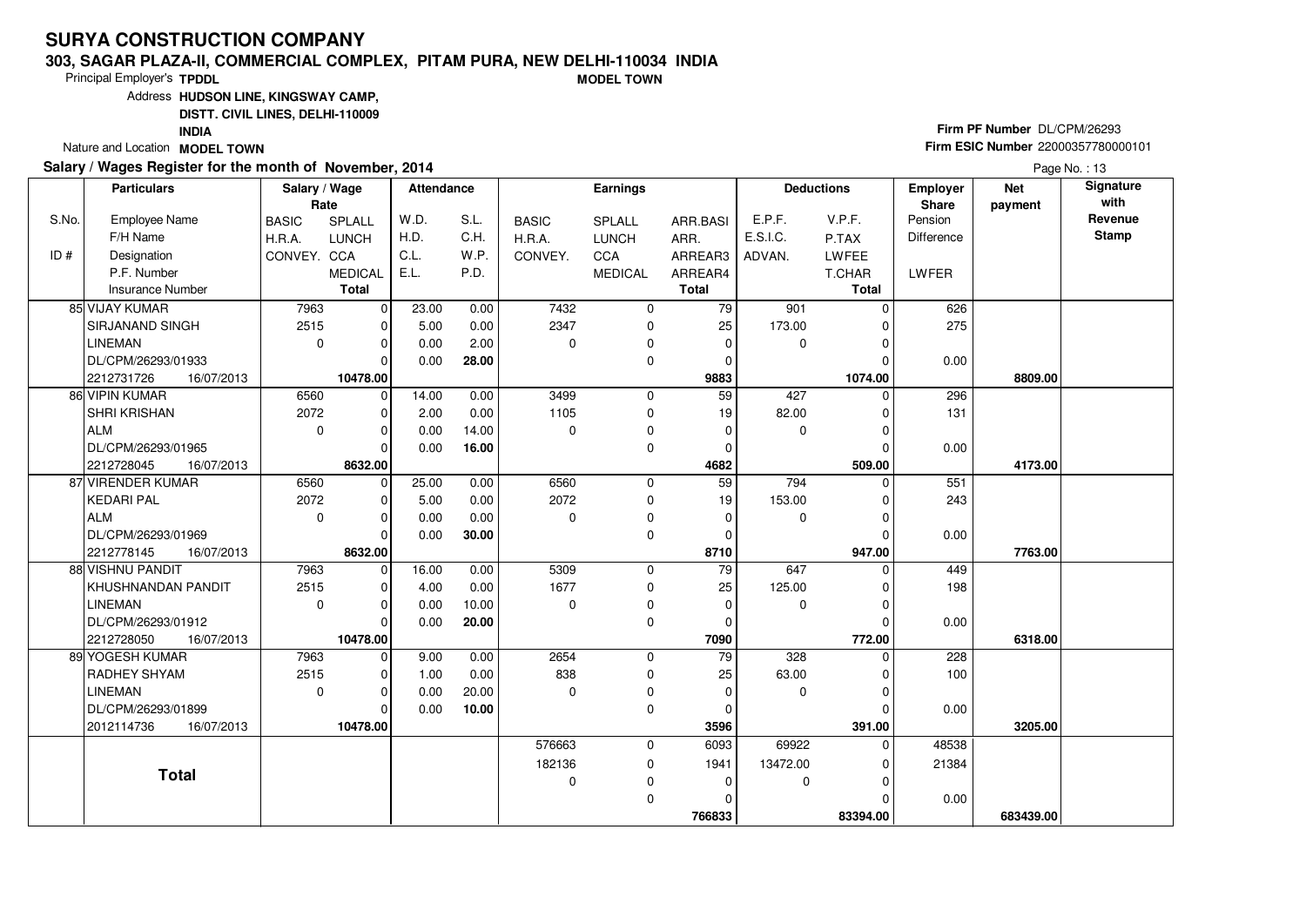# SURYA CONSTRUCTION COMPANY

**303, SAGAR PLAZA-II, COMMERCIAL COMPLEX, PITAM PURA, NEW DELHI-110034 INDIA**

Principal Employer's **TPDDL** **MODEL TOWN**

Address **HUDSON LINE, KINGSWAY CAMP, DISTT. CIVIL LINES, DELHI-110009 INDIA**

Nature and Location **MODEL TOWN**

**Firm PF Number** DL/CPM/26293

**Firm ESIC Number** 22000357780000101

**Salary / Wages Register for the month of November, 2014**

Page No. : 13

| S.No. / ID # | Employee Name / F/H Name / Designation / P.F. Number / Insurance Number | Salary / Wage Rate: BASIC / H.R.A. / CONVEY. | SPLALL / LUNCH / CCA / MEDICAL / Total | Attendance: W.D. / H.D. / C.L. / E.L. | S.L. / C.H. / W.P. / P.D. | Earnings: BASIC / H.R.A. / CONVEY. | SPLALL / LUNCH / CCA / MEDICAL | ARR.BASI / ARR. / ARREAR3 / ARREAR4 / Total | Deductions: E.P.F. / E.S.I.C. / ADVAN. | V.P.F. / P.TAX / LWFEE / T.CHAR / Total | Employer Share: Pension / Difference / LWFER | Net payment | Signature with Revenue Stamp |
|---|---|---|---|---|---|---|---|---|---|---|---|---|---|
| 85 | VIJAY KUMAR<br>SIRJANAND SINGH<br>LINEMAN<br>DL/CPM/26293/01933<br>2212731726 16/07/2013 | 7963<br>2515<br>0 | 0<br>0<br>0<br>0<br>**10478.00** | 23.00<br>5.00<br>0.00<br>0.00 | 0.00<br>0.00<br>2.00<br>**28.00** | 7432<br>2347<br>0 | 0<br>0<br>0<br>0 | 79<br>25<br>0<br>0<br>**9883** | 901<br>173.00<br>0 | 0<br>0<br>0<br>0<br>**1074.00** | 626<br>275<br>0.00 | **8809.00** | |
| 86 | VIPIN KUMAR<br>SHRI KRISHAN<br>ALM<br>DL/CPM/26293/01965<br>2212728045 16/07/2013 | 6560<br>2072<br>0 | 0<br>0<br>0<br>0<br>**8632.00** | 14.00<br>2.00<br>0.00<br>0.00 | 0.00<br>0.00<br>14.00<br>**16.00** | 3499<br>1105<br>0 | 0<br>0<br>0<br>0 | 59<br>19<br>0<br>0<br>**4682** | 427<br>82.00<br>0 | 0<br>0<br>0<br>0<br>**509.00** | 296<br>131<br>0.00 | **4173.00** | |
| 87 | VIRENDER KUMAR<br>KEDARI PAL<br>ALM<br>DL/CPM/26293/01969<br>2212778145 16/07/2013 | 6560<br>2072<br>0 | 0<br>0<br>0<br>0<br>**8632.00** | 25.00<br>5.00<br>0.00<br>0.00 | 0.00<br>0.00<br>0.00<br>**30.00** | 6560<br>2072<br>0 | 0<br>0<br>0<br>0 | 59<br>19<br>0<br>0<br>**8710** | 794<br>153.00<br>0 | 0<br>0<br>0<br>0<br>**947.00** | 551<br>243<br>0.00 | **7763.00** | |
| 88 | VISHNU PANDIT<br>KHUSHNANDAN PANDIT<br>LINEMAN<br>DL/CPM/26293/01912<br>2212728050 16/07/2013 | 7963<br>2515<br>0 | 0<br>0<br>0<br>0<br>**10478.00** | 16.00<br>4.00<br>0.00<br>0.00 | 0.00<br>0.00<br>10.00<br>**20.00** | 5309<br>1677<br>0 | 0<br>0<br>0<br>0 | 79<br>25<br>0<br>0<br>**7090** | 647<br>125.00<br>0 | 0<br>0<br>0<br>0<br>**772.00** | 449<br>198<br>0.00 | **6318.00** | |
| 89 | YOGESH KUMAR<br>RADHEY SHYAM<br>LINEMAN<br>DL/CPM/26293/01899<br>2012114736 16/07/2013 | 7963<br>2515<br>0 | 0<br>0<br>0<br>0<br>**10478.00** | 9.00<br>1.00<br>0.00<br>0.00 | 0.00<br>0.00<br>20.00<br>**10.00** | 2654<br>838<br>0 | 0<br>0<br>0<br>0 | 79<br>25<br>0<br>0<br>**3596** | 328<br>63.00<br>0 | 0<br>0<br>0<br>0<br>**391.00** | 228<br>100<br>0.00 | **3205.00** | |
| | **Total** | | | | | 576663<br>182136<br>0 | 0<br>0<br>0<br>0 | 6093<br>1941<br>0<br>0<br>**766833** | 69922<br>13472.00<br>0 | 0<br>0<br>0<br>0<br>**83394.00** | 48538<br>21384<br>0.00 | **683439.00** | |